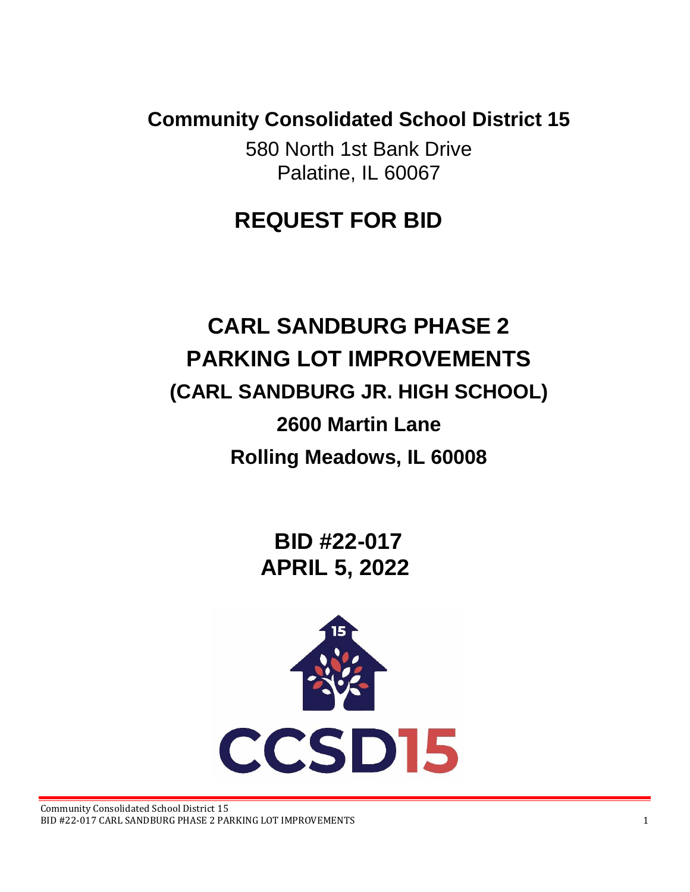**Community Consolidated School District 15**

580 North 1st Bank Drive
Palatine, IL 60067

# REQUEST FOR BID

# CARL SANDBURG PHASE 2
# PARKING LOT IMPROVEMENTS
## (CARL SANDBURG JR. HIGH SCHOOL)
### 2600 Martin Lane
### Rolling Meadows, IL 60008

## BID #22-017
## APRIL 5, 2022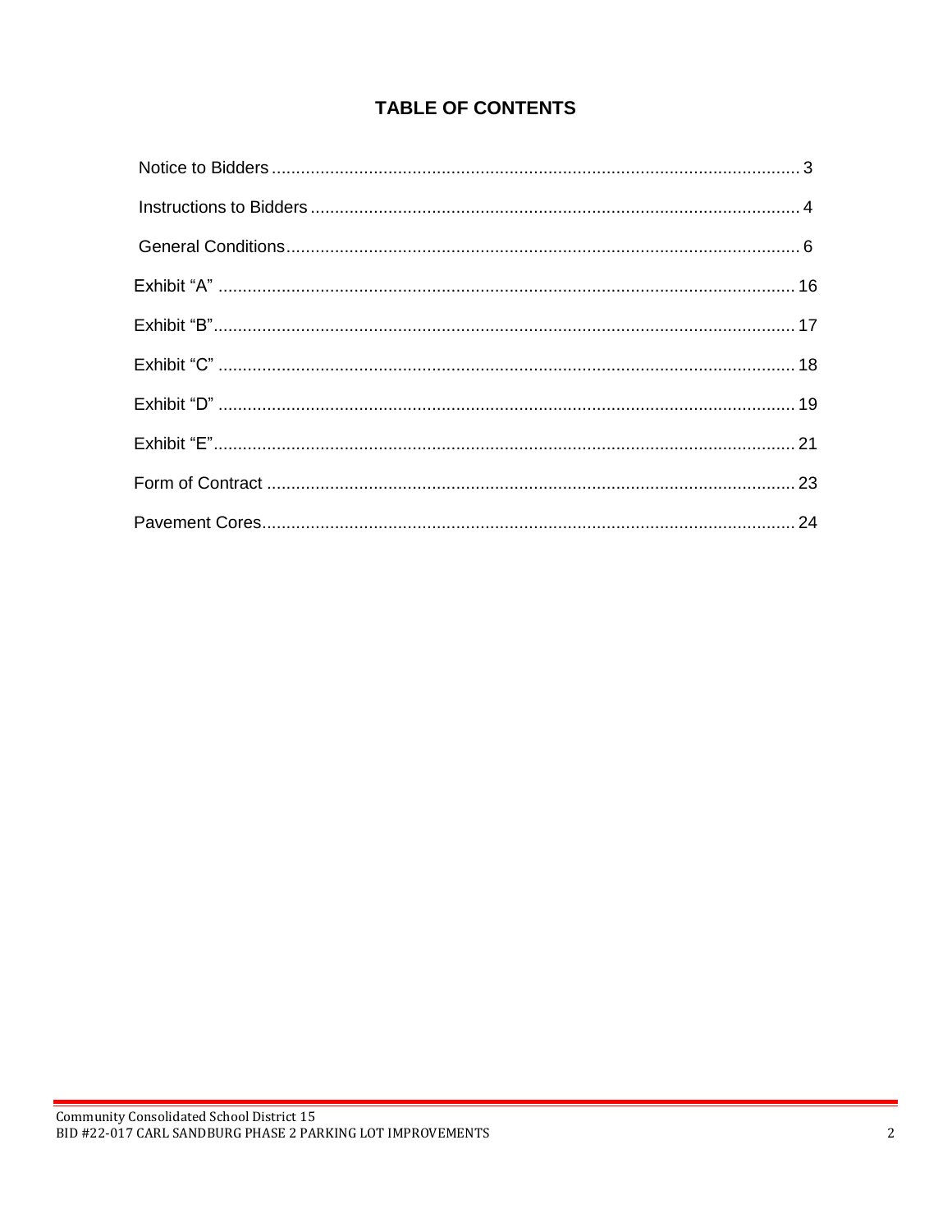# TABLE OF CONTENTS

| | |
|---|---|
| Notice to Bidders | 3 |
| Instructions to Bidders | 4 |
| General Conditions | 6 |
| Exhibit "A" | 16 |
| Exhibit "B" | 17 |
| Exhibit "C" | 18 |
| Exhibit "D" | 19 |
| Exhibit "E" | 21 |
| Form of Contract | 23 |
| Pavement Cores | 24 |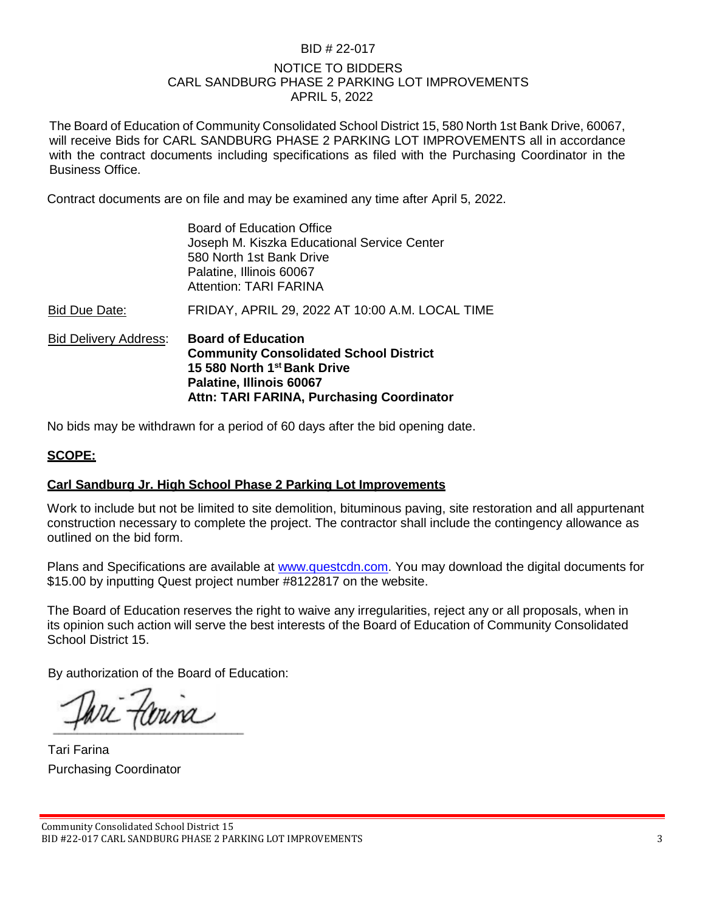BID # 22-017

NOTICE TO BIDDERS
CARL SANDBURG PHASE 2 PARKING LOT IMPROVEMENTS
APRIL 5, 2022

The Board of Education of Community Consolidated School District 15, 580 North 1st Bank Drive, 60067, will receive Bids for CARL SANDBURG PHASE 2 PARKING LOT IMPROVEMENTS all in accordance with the contract documents including specifications as filed with the Purchasing Coordinator in the Business Office.

Contract documents are on file and may be examined any time after April 5, 2022.

Board of Education Office
Joseph M. Kiszka Educational Service Center
580 North 1st Bank Drive
Palatine, Illinois 60067
Attention: TARI FARINA

Bid Due Date: FRIDAY, APRIL 29, 2022 AT 10:00 A.M. LOCAL TIME

Bid Delivery Address:
**Board of Education**
**Community Consolidated School District**
**15 580 North 1st Bank Drive**
**Palatine, Illinois 60067**
**Attn: TARI FARINA, Purchasing Coordinator**

No bids may be withdrawn for a period of 60 days after the bid opening date.

## SCOPE:

### Carl Sandburg Jr. High School Phase 2 Parking Lot Improvements

Work to include but not be limited to site demolition, bituminous paving, site restoration and all appurtenant construction necessary to complete the project. The contractor shall include the contingency allowance as outlined on the bid form.

Plans and Specifications are available at www.questcdn.com. You may download the digital documents for $15.00 by inputting Quest project number #8122817 on the website.

The Board of Education reserves the right to waive any irregularities, reject any or all proposals, when in its opinion such action will serve the best interests of the Board of Education of Community Consolidated School District 15.

By authorization of the Board of Education:

Tari Farina
Purchasing Coordinator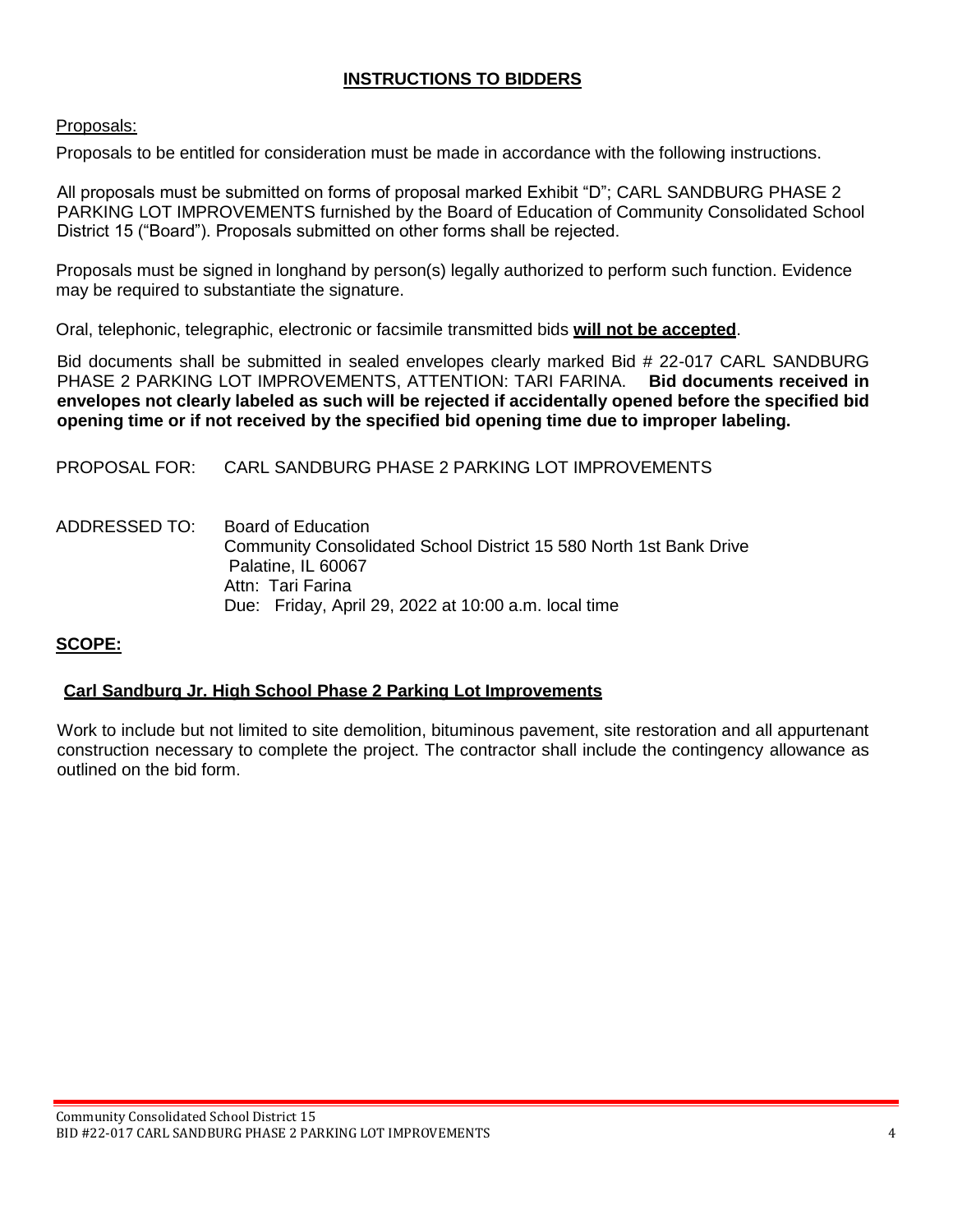## INSTRUCTIONS TO BIDDERS

Proposals:

Proposals to be entitled for consideration must be made in accordance with the following instructions.

All proposals must be submitted on forms of proposal marked Exhibit "D"; CARL SANDBURG PHASE 2 PARKING LOT IMPROVEMENTS furnished by the Board of Education of Community Consolidated School District 15 ("Board"). Proposals submitted on other forms shall be rejected.

Proposals must be signed in longhand by person(s) legally authorized to perform such function. Evidence may be required to substantiate the signature.

Oral, telephonic, telegraphic, electronic or facsimile transmitted bids **will not be accepted**.

Bid documents shall be submitted in sealed envelopes clearly marked Bid # 22-017 CARL SANDBURG PHASE 2 PARKING LOT IMPROVEMENTS, ATTENTION: TARI FARINA. **Bid documents received in envelopes not clearly labeled as such will be rejected if accidentally opened before the specified bid opening time or if not received by the specified bid opening time due to improper labeling.**

PROPOSAL FOR: CARL SANDBURG PHASE 2 PARKING LOT IMPROVEMENTS

ADDRESSED TO: Board of Education
Community Consolidated School District 15 580 North 1st Bank Drive
Palatine, IL 60067
Attn: Tari Farina
Due: Friday, April 29, 2022 at 10:00 a.m. local time

**SCOPE:**

**Carl Sandburg Jr. High School Phase 2 Parking Lot Improvements**

Work to include but not limited to site demolition, bituminous pavement, site restoration and all appurtenant construction necessary to complete the project. The contractor shall include the contingency allowance as outlined on the bid form.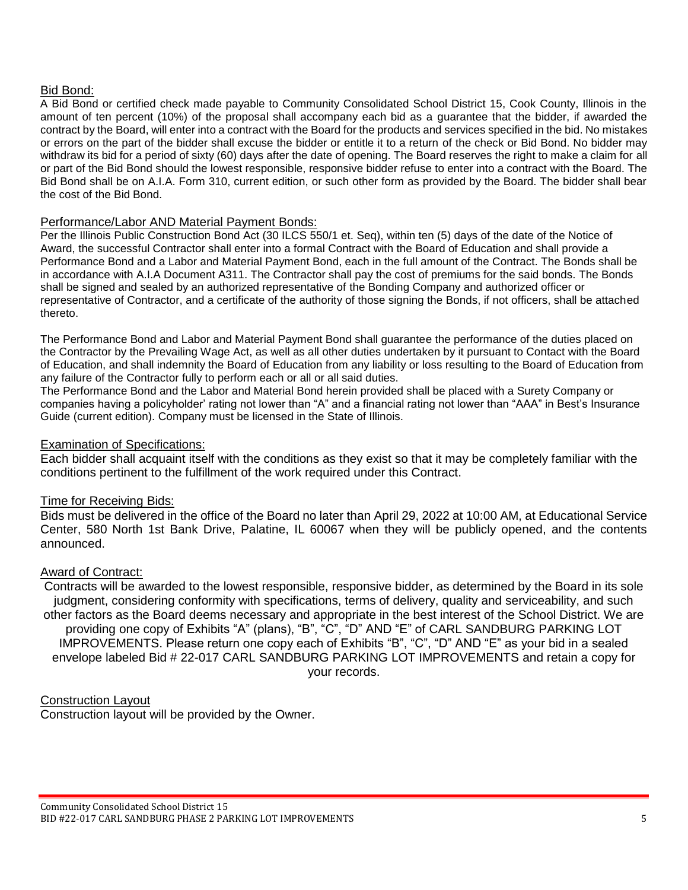## Bid Bond:

A Bid Bond or certified check made payable to Community Consolidated School District 15, Cook County, Illinois in the amount of ten percent (10%) of the proposal shall accompany each bid as a guarantee that the bidder, if awarded the contract by the Board, will enter into a contract with the Board for the products and services specified in the bid. No mistakes or errors on the part of the bidder shall excuse the bidder or entitle it to a return of the check or Bid Bond. No bidder may withdraw its bid for a period of sixty (60) days after the date of opening. The Board reserves the right to make a claim for all or part of the Bid Bond should the lowest responsible, responsive bidder refuse to enter into a contract with the Board. The Bid Bond shall be on A.I.A. Form 310, current edition, or such other form as provided by the Board. The bidder shall bear the cost of the Bid Bond.

## Performance/Labor AND Material Payment Bonds:

Per the Illinois Public Construction Bond Act (30 ILCS 550/1 et. Seq), within ten (5) days of the date of the Notice of Award, the successful Contractor shall enter into a formal Contract with the Board of Education and shall provide a Performance Bond and a Labor and Material Payment Bond, each in the full amount of the Contract. The Bonds shall be in accordance with A.I.A Document A311. The Contractor shall pay the cost of premiums for the said bonds. The Bonds shall be signed and sealed by an authorized representative of the Bonding Company and authorized officer or representative of Contractor, and a certificate of the authority of those signing the Bonds, if not officers, shall be attached thereto.

The Performance Bond and Labor and Material Payment Bond shall guarantee the performance of the duties placed on the Contractor by the Prevailing Wage Act, as well as all other duties undertaken by it pursuant to Contact with the Board of Education, and shall indemnity the Board of Education from any liability or loss resulting to the Board of Education from any failure of the Contractor fully to perform each or all or all said duties.

The Performance Bond and the Labor and Material Bond herein provided shall be placed with a Surety Company or companies having a policyholder' rating not lower than "A" and a financial rating not lower than "AAA" in Best's Insurance Guide (current edition). Company must be licensed in the State of Illinois.

## Examination of Specifications:

Each bidder shall acquaint itself with the conditions as they exist so that it may be completely familiar with the conditions pertinent to the fulfillment of the work required under this Contract.

## Time for Receiving Bids:

Bids must be delivered in the office of the Board no later than April 29, 2022 at 10:00 AM, at Educational Service Center, 580 North 1st Bank Drive, Palatine, IL 60067 when they will be publicly opened, and the contents announced.

## Award of Contract:

Contracts will be awarded to the lowest responsible, responsive bidder, as determined by the Board in its sole judgment, considering conformity with specifications, terms of delivery, quality and serviceability, and such other factors as the Board deems necessary and appropriate in the best interest of the School District. We are providing one copy of Exhibits "A" (plans), "B", "C", "D" AND "E" of CARL SANDBURG PARKING LOT IMPROVEMENTS. Please return one copy each of Exhibits "B", "C", "D" AND "E" as your bid in a sealed envelope labeled Bid # 22-017 CARL SANDBURG PARKING LOT IMPROVEMENTS and retain a copy for your records.

## Construction Layout

Construction layout will be provided by the Owner.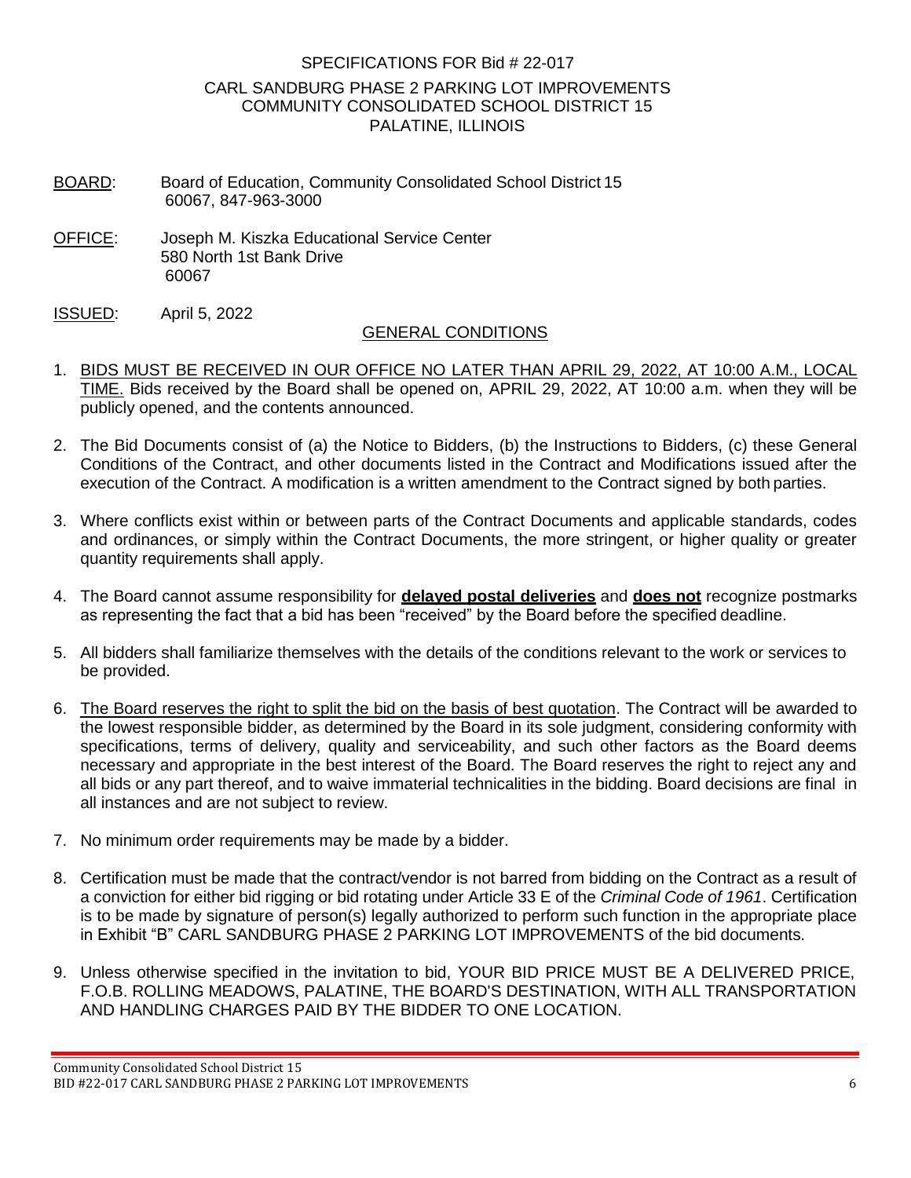SPECIFICATIONS FOR Bid # 22-017

CARL SANDBURG PHASE 2 PARKING LOT IMPROVEMENTS
COMMUNITY CONSOLIDATED SCHOOL DISTRICT 15
PALATINE, ILLINOIS

BOARD: Board of Education, Community Consolidated School District 15
60067, 847-963-3000

OFFICE: Joseph M. Kiszka Educational Service Center
580 North 1st Bank Drive
60067

ISSUED: April 5, 2022

## GENERAL CONDITIONS

1. BIDS MUST BE RECEIVED IN OUR OFFICE NO LATER THAN APRIL 29, 2022, AT 10:00 A.M., LOCAL TIME. Bids received by the Board shall be opened on, APRIL 29, 2022, AT 10:00 a.m. when they will be publicly opened, and the contents announced.

2. The Bid Documents consist of (a) the Notice to Bidders, (b) the Instructions to Bidders, (c) these General Conditions of the Contract, and other documents listed in the Contract and Modifications issued after the execution of the Contract. A modification is a written amendment to the Contract signed by both parties.

3. Where conflicts exist within or between parts of the Contract Documents and applicable standards, codes and ordinances, or simply within the Contract Documents, the more stringent, or higher quality or greater quantity requirements shall apply.

4. The Board cannot assume responsibility for **delayed postal deliveries** and **does not** recognize postmarks as representing the fact that a bid has been "received" by the Board before the specified deadline.

5. All bidders shall familiarize themselves with the details of the conditions relevant to the work or services to be provided.

6. The Board reserves the right to split the bid on the basis of best quotation. The Contract will be awarded to the lowest responsible bidder, as determined by the Board in its sole judgment, considering conformity with specifications, terms of delivery, quality and serviceability, and such other factors as the Board deems necessary and appropriate in the best interest of the Board. The Board reserves the right to reject any and all bids or any part thereof, and to waive immaterial technicalities in the bidding. Board decisions are final in all instances and are not subject to review.

7. No minimum order requirements may be made by a bidder.

8. Certification must be made that the contract/vendor is not barred from bidding on the Contract as a result of a conviction for either bid rigging or bid rotating under Article 33 E of the *Criminal Code of 1961*. Certification is to be made by signature of person(s) legally authorized to perform such function in the appropriate place in Exhibit "B" CARL SANDBURG PHASE 2 PARKING LOT IMPROVEMENTS of the bid documents.

9. Unless otherwise specified in the invitation to bid, YOUR BID PRICE MUST BE A DELIVERED PRICE, F.O.B. ROLLING MEADOWS, PALATINE, THE BOARD'S DESTINATION, WITH ALL TRANSPORTATION AND HANDLING CHARGES PAID BY THE BIDDER TO ONE LOCATION.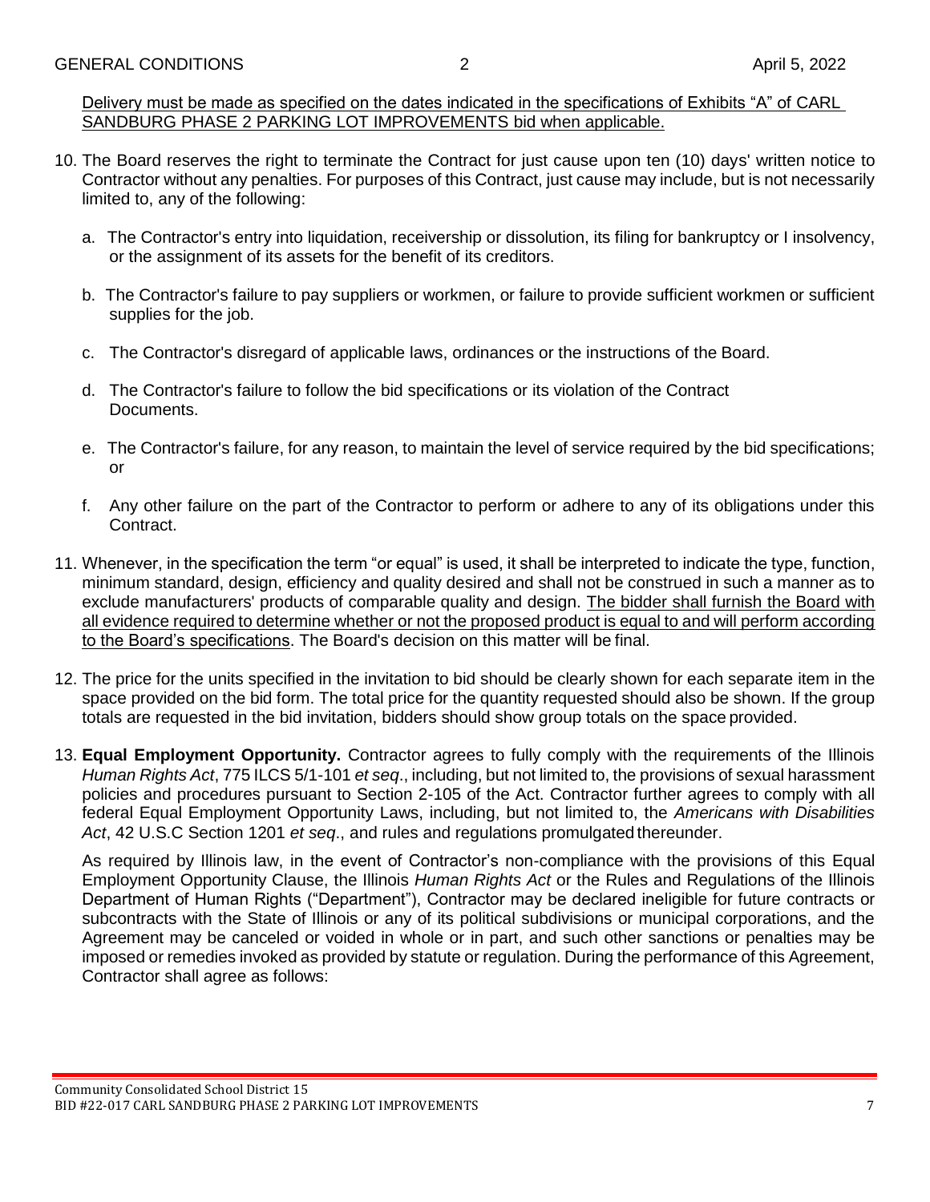Delivery must be made as specified on the dates indicated in the specifications of Exhibits "A" of CARL SANDBURG PHASE 2 PARKING LOT IMPROVEMENTS bid when applicable.

10. The Board reserves the right to terminate the Contract for just cause upon ten (10) days' written notice to Contractor without any penalties. For purposes of this Contract, just cause may include, but is not necessarily limited to, any of the following:

    a. The Contractor's entry into liquidation, receivership or dissolution, its filing for bankruptcy or I insolvency, or the assignment of its assets for the benefit of its creditors.

    b. The Contractor's failure to pay suppliers or workmen, or failure to provide sufficient workmen or sufficient supplies for the job.

    c. The Contractor's disregard of applicable laws, ordinances or the instructions of the Board.

    d. The Contractor's failure to follow the bid specifications or its violation of the Contract Documents.

    e. The Contractor's failure, for any reason, to maintain the level of service required by the bid specifications; or

    f. Any other failure on the part of the Contractor to perform or adhere to any of its obligations under this Contract.

11. Whenever, in the specification the term "or equal" is used, it shall be interpreted to indicate the type, function, minimum standard, design, efficiency and quality desired and shall not be construed in such a manner as to exclude manufacturers' products of comparable quality and design. The bidder shall furnish the Board with all evidence required to determine whether or not the proposed product is equal to and will perform according to the Board's specifications. The Board's decision on this matter will be final.

12. The price for the units specified in the invitation to bid should be clearly shown for each separate item in the space provided on the bid form. The total price for the quantity requested should also be shown. If the group totals are requested in the bid invitation, bidders should show group totals on the space provided.

13. **Equal Employment Opportunity.** Contractor agrees to fully comply with the requirements of the Illinois *Human Rights Act*, 775 ILCS 5/1-101 *et seq*., including, but not limited to, the provisions of sexual harassment policies and procedures pursuant to Section 2-105 of the Act. Contractor further agrees to comply with all federal Equal Employment Opportunity Laws, including, but not limited to, the *Americans with Disabilities Act*, 42 U.S.C Section 1201 *et seq*., and rules and regulations promulgated thereunder.

    As required by Illinois law, in the event of Contractor's non-compliance with the provisions of this Equal Employment Opportunity Clause, the Illinois *Human Rights Act* or the Rules and Regulations of the Illinois Department of Human Rights ("Department"), Contractor may be declared ineligible for future contracts or subcontracts with the State of Illinois or any of its political subdivisions or municipal corporations, and the Agreement may be canceled or voided in whole or in part, and such other sanctions or penalties may be imposed or remedies invoked as provided by statute or regulation. During the performance of this Agreement, Contractor shall agree as follows: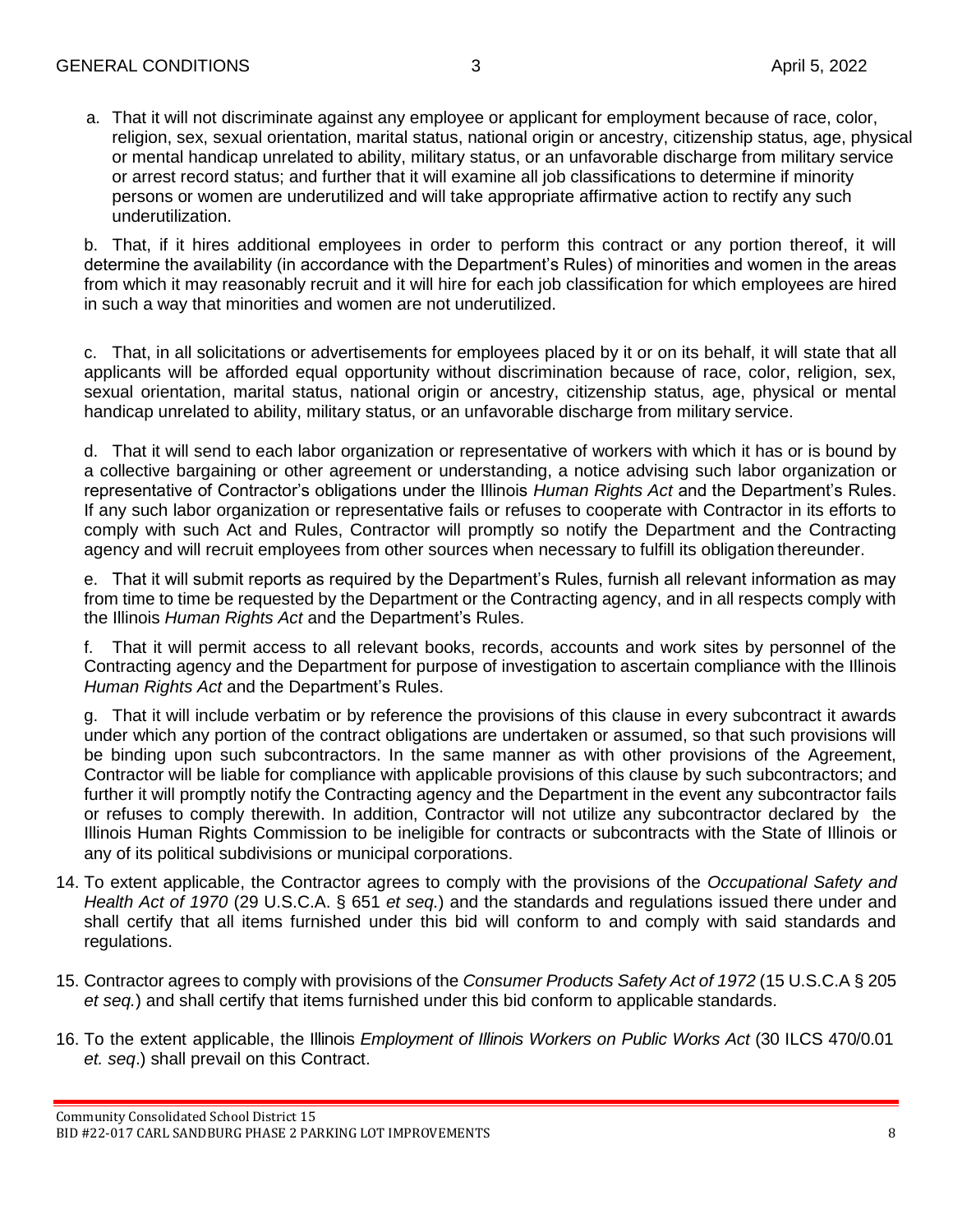a. That it will not discriminate against any employee or applicant for employment because of race, color, religion, sex, sexual orientation, marital status, national origin or ancestry, citizenship status, age, physical or mental handicap unrelated to ability, military status, or an unfavorable discharge from military service or arrest record status; and further that it will examine all job classifications to determine if minority persons or women are underutilized and will take appropriate affirmative action to rectify any such underutilization.

b. That, if it hires additional employees in order to perform this contract or any portion thereof, it will determine the availability (in accordance with the Department's Rules) of minorities and women in the areas from which it may reasonably recruit and it will hire for each job classification for which employees are hired in such a way that minorities and women are not underutilized.

c. That, in all solicitations or advertisements for employees placed by it or on its behalf, it will state that all applicants will be afforded equal opportunity without discrimination because of race, color, religion, sex, sexual orientation, marital status, national origin or ancestry, citizenship status, age, physical or mental handicap unrelated to ability, military status, or an unfavorable discharge from military service.

d. That it will send to each labor organization or representative of workers with which it has or is bound by a collective bargaining or other agreement or understanding, a notice advising such labor organization or representative of Contractor's obligations under the Illinois *Human Rights Act* and the Department's Rules. If any such labor organization or representative fails or refuses to cooperate with Contractor in its efforts to comply with such Act and Rules, Contractor will promptly so notify the Department and the Contracting agency and will recruit employees from other sources when necessary to fulfill its obligation thereunder.

e. That it will submit reports as required by the Department's Rules, furnish all relevant information as may from time to time be requested by the Department or the Contracting agency, and in all respects comply with the Illinois *Human Rights Act* and the Department's Rules.

f. That it will permit access to all relevant books, records, accounts and work sites by personnel of the Contracting agency and the Department for purpose of investigation to ascertain compliance with the Illinois *Human Rights Act* and the Department's Rules.

g. That it will include verbatim or by reference the provisions of this clause in every subcontract it awards under which any portion of the contract obligations are undertaken or assumed, so that such provisions will be binding upon such subcontractors. In the same manner as with other provisions of the Agreement, Contractor will be liable for compliance with applicable provisions of this clause by such subcontractors; and further it will promptly notify the Contracting agency and the Department in the event any subcontractor fails or refuses to comply therewith. In addition, Contractor will not utilize any subcontractor declared by the Illinois Human Rights Commission to be ineligible for contracts or subcontracts with the State of Illinois or any of its political subdivisions or municipal corporations.

14. To extent applicable, the Contractor agrees to comply with the provisions of the *Occupational Safety and Health Act of 1970* (29 U.S.C.A. § 651 *et seq.*) and the standards and regulations issued there under and shall certify that all items furnished under this bid will conform to and comply with said standards and regulations.

15. Contractor agrees to comply with provisions of the *Consumer Products Safety Act of 1972* (15 U.S.C.A § 205 *et seq.*) and shall certify that items furnished under this bid conform to applicable standards.

16. To the extent applicable, the Illinois *Employment of Illinois Workers on Public Works Act* (30 ILCS 470/0.01 *et. seq*.) shall prevail on this Contract.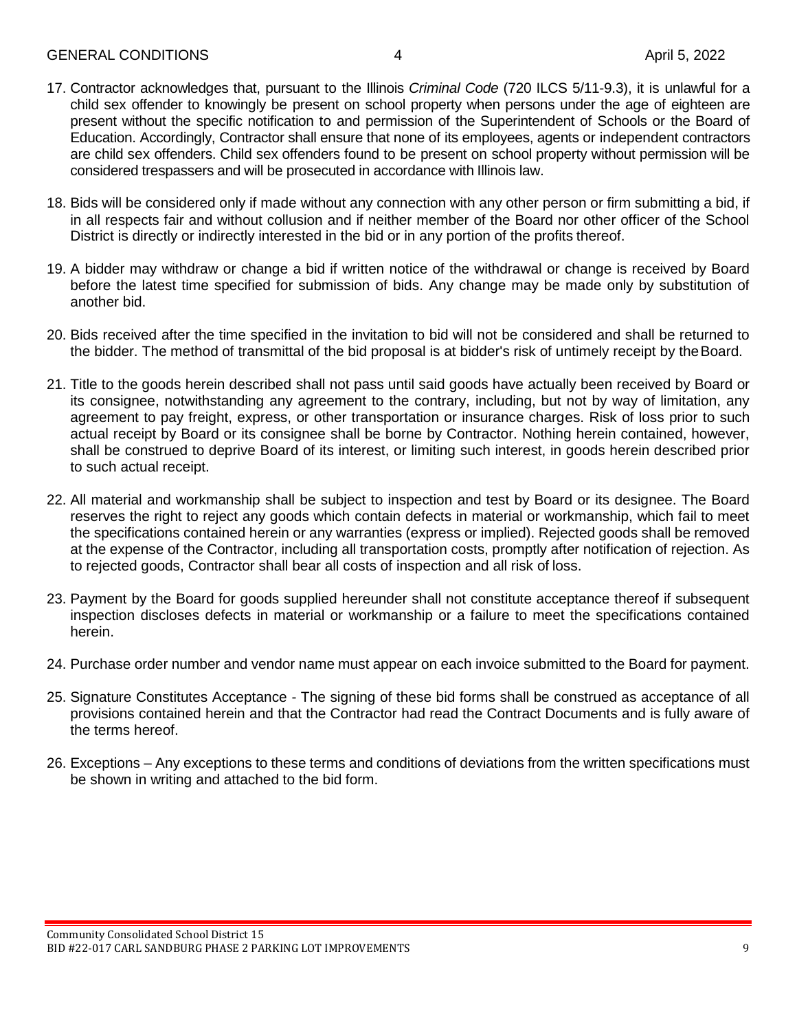17. Contractor acknowledges that, pursuant to the Illinois *Criminal Code* (720 ILCS 5/11-9.3), it is unlawful for a child sex offender to knowingly be present on school property when persons under the age of eighteen are present without the specific notification to and permission of the Superintendent of Schools or the Board of Education. Accordingly, Contractor shall ensure that none of its employees, agents or independent contractors are child sex offenders. Child sex offenders found to be present on school property without permission will be considered trespassers and will be prosecuted in accordance with Illinois law.

18. Bids will be considered only if made without any connection with any other person or firm submitting a bid, if in all respects fair and without collusion and if neither member of the Board nor other officer of the School District is directly or indirectly interested in the bid or in any portion of the profits thereof.

19. A bidder may withdraw or change a bid if written notice of the withdrawal or change is received by Board before the latest time specified for submission of bids. Any change may be made only by substitution of another bid.

20. Bids received after the time specified in the invitation to bid will not be considered and shall be returned to the bidder. The method of transmittal of the bid proposal is at bidder's risk of untimely receipt by the Board.

21. Title to the goods herein described shall not pass until said goods have actually been received by Board or its consignee, notwithstanding any agreement to the contrary, including, but not by way of limitation, any agreement to pay freight, express, or other transportation or insurance charges. Risk of loss prior to such actual receipt by Board or its consignee shall be borne by Contractor. Nothing herein contained, however, shall be construed to deprive Board of its interest, or limiting such interest, in goods herein described prior to such actual receipt.

22. All material and workmanship shall be subject to inspection and test by Board or its designee. The Board reserves the right to reject any goods which contain defects in material or workmanship, which fail to meet the specifications contained herein or any warranties (express or implied). Rejected goods shall be removed at the expense of the Contractor, including all transportation costs, promptly after notification of rejection. As to rejected goods, Contractor shall bear all costs of inspection and all risk of loss.

23. Payment by the Board for goods supplied hereunder shall not constitute acceptance thereof if subsequent inspection discloses defects in material or workmanship or a failure to meet the specifications contained herein.

24. Purchase order number and vendor name must appear on each invoice submitted to the Board for payment.

25. Signature Constitutes Acceptance - The signing of these bid forms shall be construed as acceptance of all provisions contained herein and that the Contractor had read the Contract Documents and is fully aware of the terms hereof.

26. Exceptions – Any exceptions to these terms and conditions of deviations from the written specifications must be shown in writing and attached to the bid form.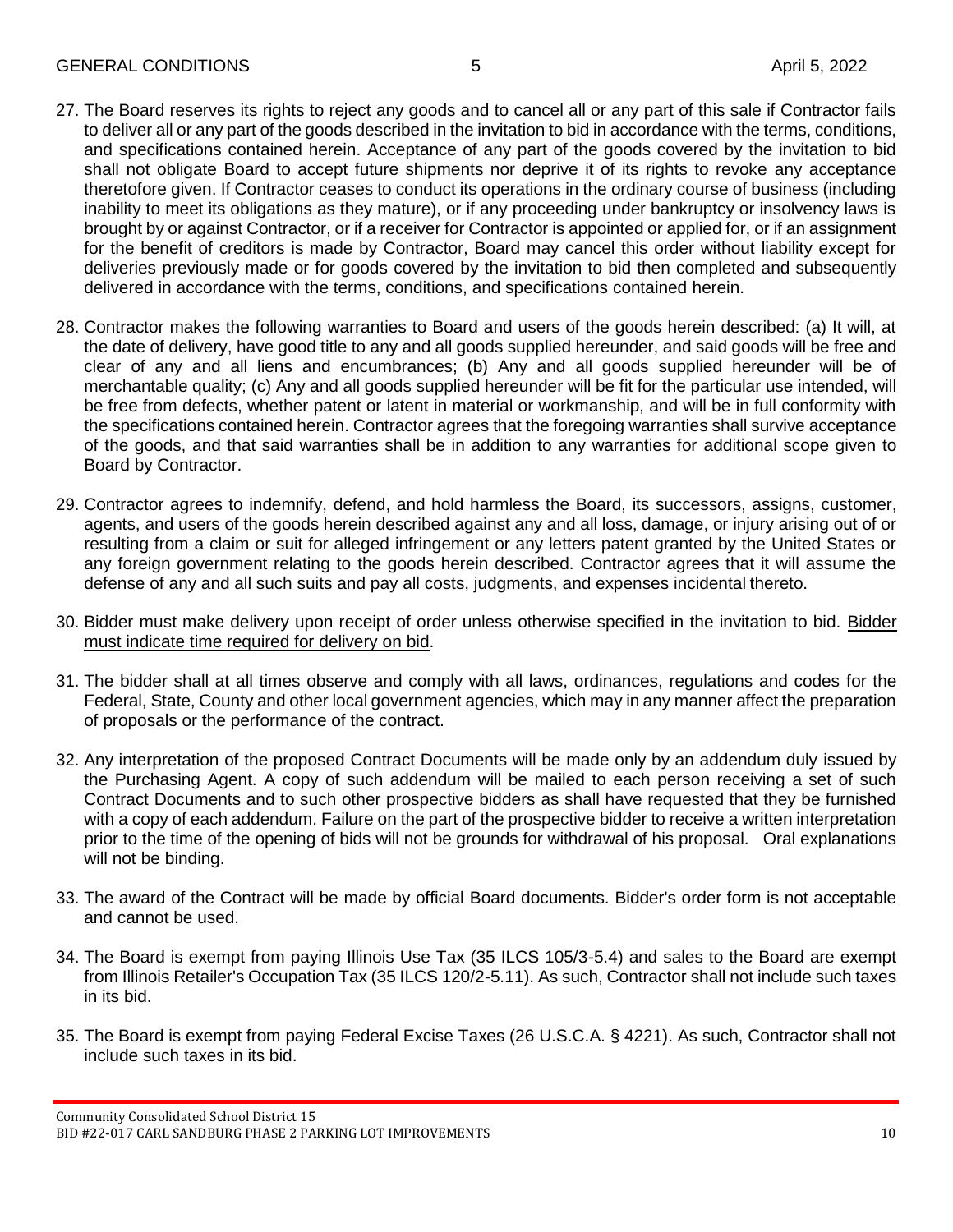27. The Board reserves its rights to reject any goods and to cancel all or any part of this sale if Contractor fails to deliver all or any part of the goods described in the invitation to bid in accordance with the terms, conditions, and specifications contained herein. Acceptance of any part of the goods covered by the invitation to bid shall not obligate Board to accept future shipments nor deprive it of its rights to revoke any acceptance theretofore given. If Contractor ceases to conduct its operations in the ordinary course of business (including inability to meet its obligations as they mature), or if any proceeding under bankruptcy or insolvency laws is brought by or against Contractor, or if a receiver for Contractor is appointed or applied for, or if an assignment for the benefit of creditors is made by Contractor, Board may cancel this order without liability except for deliveries previously made or for goods covered by the invitation to bid then completed and subsequently delivered in accordance with the terms, conditions, and specifications contained herein.

28. Contractor makes the following warranties to Board and users of the goods herein described: (a) It will, at the date of delivery, have good title to any and all goods supplied hereunder, and said goods will be free and clear of any and all liens and encumbrances; (b) Any and all goods supplied hereunder will be of merchantable quality; (c) Any and all goods supplied hereunder will be fit for the particular use intended, will be free from defects, whether patent or latent in material or workmanship, and will be in full conformity with the specifications contained herein. Contractor agrees that the foregoing warranties shall survive acceptance of the goods, and that said warranties shall be in addition to any warranties for additional scope given to Board by Contractor.

29. Contractor agrees to indemnify, defend, and hold harmless the Board, its successors, assigns, customer, agents, and users of the goods herein described against any and all loss, damage, or injury arising out of or resulting from a claim or suit for alleged infringement or any letters patent granted by the United States or any foreign government relating to the goods herein described. Contractor agrees that it will assume the defense of any and all such suits and pay all costs, judgments, and expenses incidental thereto.

30. Bidder must make delivery upon receipt of order unless otherwise specified in the invitation to bid. Bidder must indicate time required for delivery on bid.

31. The bidder shall at all times observe and comply with all laws, ordinances, regulations and codes for the Federal, State, County and other local government agencies, which may in any manner affect the preparation of proposals or the performance of the contract.

32. Any interpretation of the proposed Contract Documents will be made only by an addendum duly issued by the Purchasing Agent. A copy of such addendum will be mailed to each person receiving a set of such Contract Documents and to such other prospective bidders as shall have requested that they be furnished with a copy of each addendum. Failure on the part of the prospective bidder to receive a written interpretation prior to the time of the opening of bids will not be grounds for withdrawal of his proposal. Oral explanations will not be binding.

33. The award of the Contract will be made by official Board documents. Bidder's order form is not acceptable and cannot be used.

34. The Board is exempt from paying Illinois Use Tax (35 ILCS 105/3-5.4) and sales to the Board are exempt from Illinois Retailer's Occupation Tax (35 ILCS 120/2-5.11). As such, Contractor shall not include such taxes in its bid.

35. The Board is exempt from paying Federal Excise Taxes (26 U.S.C.A. § 4221). As such, Contractor shall not include such taxes in its bid.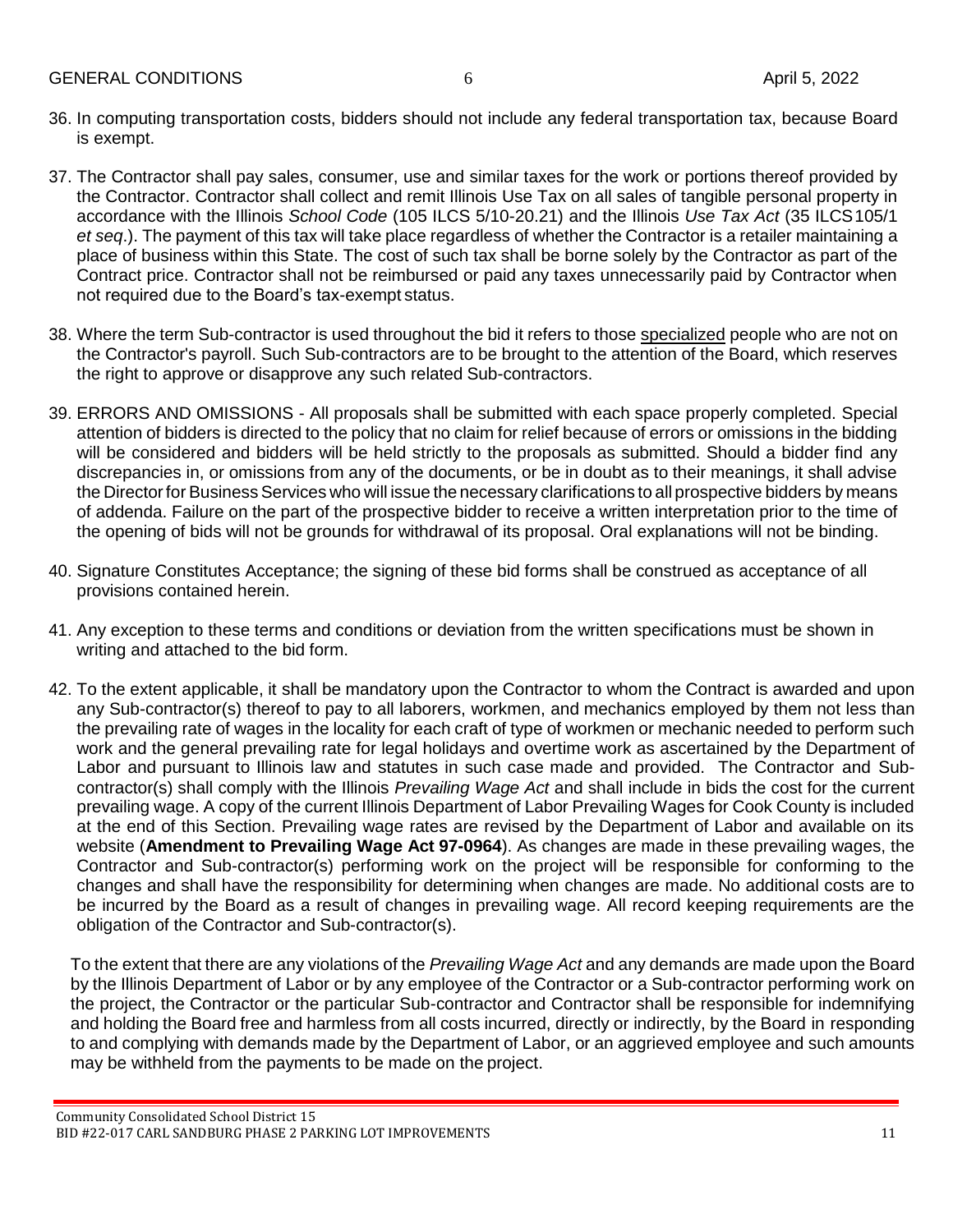36. In computing transportation costs, bidders should not include any federal transportation tax, because Board is exempt.

37. The Contractor shall pay sales, consumer, use and similar taxes for the work or portions thereof provided by the Contractor. Contractor shall collect and remit Illinois Use Tax on all sales of tangible personal property in accordance with the Illinois *School Code* (105 ILCS 5/10-20.21) and the Illinois *Use Tax Act* (35 ILCS 105/1 *et seq*.). The payment of this tax will take place regardless of whether the Contractor is a retailer maintaining a place of business within this State. The cost of such tax shall be borne solely by the Contractor as part of the Contract price. Contractor shall not be reimbursed or paid any taxes unnecessarily paid by Contractor when not required due to the Board's tax-exempt status.

38. Where the term Sub-contractor is used throughout the bid it refers to those <u>specialized</u> people who are not on the Contractor's payroll. Such Sub-contractors are to be brought to the attention of the Board, which reserves the right to approve or disapprove any such related Sub-contractors.

39. ERRORS AND OMISSIONS - All proposals shall be submitted with each space properly completed. Special attention of bidders is directed to the policy that no claim for relief because of errors or omissions in the bidding will be considered and bidders will be held strictly to the proposals as submitted. Should a bidder find any discrepancies in, or omissions from any of the documents, or be in doubt as to their meanings, it shall advise the Director for Business Services who will issue the necessary clarifications to all prospective bidders by means of addenda. Failure on the part of the prospective bidder to receive a written interpretation prior to the time of the opening of bids will not be grounds for withdrawal of its proposal. Oral explanations will not be binding.

40. Signature Constitutes Acceptance; the signing of these bid forms shall be construed as acceptance of all provisions contained herein.

41. Any exception to these terms and conditions or deviation from the written specifications must be shown in writing and attached to the bid form.

42. To the extent applicable, it shall be mandatory upon the Contractor to whom the Contract is awarded and upon any Sub-contractor(s) thereof to pay to all laborers, workmen, and mechanics employed by them not less than the prevailing rate of wages in the locality for each craft of type of workmen or mechanic needed to perform such work and the general prevailing rate for legal holidays and overtime work as ascertained by the Department of Labor and pursuant to Illinois law and statutes in such case made and provided. The Contractor and Sub-contractor(s) shall comply with the Illinois *Prevailing Wage Act* and shall include in bids the cost for the current prevailing wage. A copy of the current Illinois Department of Labor Prevailing Wages for Cook County is included at the end of this Section. Prevailing wage rates are revised by the Department of Labor and available on its website (**Amendment to Prevailing Wage Act 97-0964**). As changes are made in these prevailing wages, the Contractor and Sub-contractor(s) performing work on the project will be responsible for conforming to the changes and shall have the responsibility for determining when changes are made. No additional costs are to be incurred by the Board as a result of changes in prevailing wage. All record keeping requirements are the obligation of the Contractor and Sub-contractor(s).

    To the extent that there are any violations of the *Prevailing Wage Act* and any demands are made upon the Board by the Illinois Department of Labor or by any employee of the Contractor or a Sub-contractor performing work on the project, the Contractor or the particular Sub-contractor and Contractor shall be responsible for indemnifying and holding the Board free and harmless from all costs incurred, directly or indirectly, by the Board in responding to and complying with demands made by the Department of Labor, or an aggrieved employee and such amounts may be withheld from the payments to be made on the project.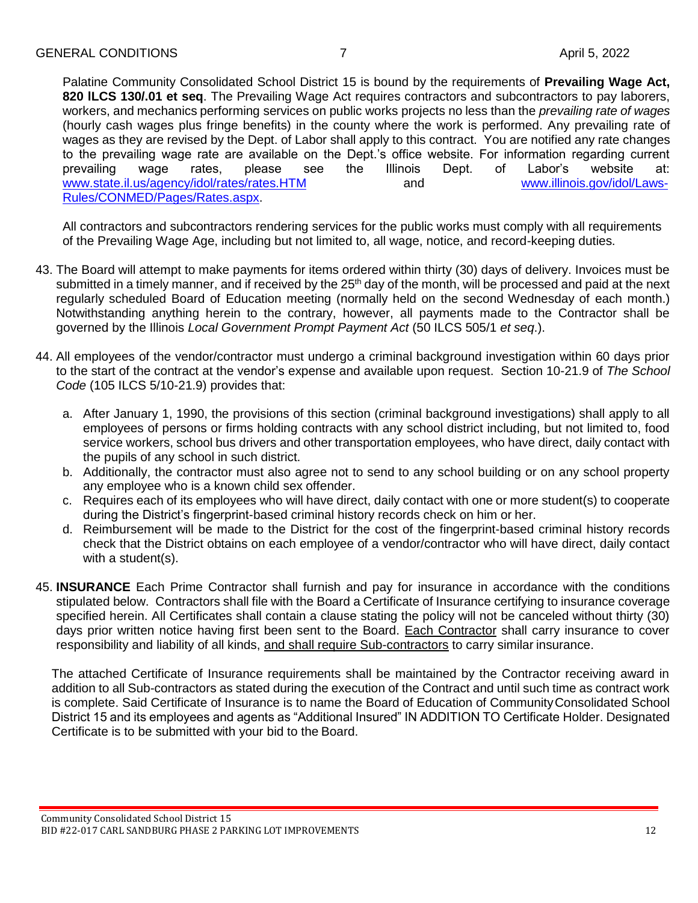Palatine Community Consolidated School District 15 is bound by the requirements of **Prevailing Wage Act, 820 ILCS 130/.01 et seq**. The Prevailing Wage Act requires contractors and subcontractors to pay laborers, workers, and mechanics performing services on public works projects no less than the *prevailing rate of wages* (hourly cash wages plus fringe benefits) in the county where the work is performed. Any prevailing rate of wages as they are revised by the Dept. of Labor shall apply to this contract. You are notified any rate changes to the prevailing wage rate are available on the Dept.'s office website. For information regarding current prevailing wage rates, please see the Illinois Dept. of Labor's website at: www.state.il.us/agency/idol/rates/rates.HTM and www.illinois.gov/idol/Laws-Rules/CONMED/Pages/Rates.aspx.

All contractors and subcontractors rendering services for the public works must comply with all requirements of the Prevailing Wage Age, including but not limited to, all wage, notice, and record-keeping duties.

43. The Board will attempt to make payments for items ordered within thirty (30) days of delivery. Invoices must be submitted in a timely manner, and if received by the 25th day of the month, will be processed and paid at the next regularly scheduled Board of Education meeting (normally held on the second Wednesday of each month.) Notwithstanding anything herein to the contrary, however, all payments made to the Contractor shall be governed by the Illinois *Local Government Prompt Payment Act* (50 ILCS 505/1 *et seq*.).

44. All employees of the vendor/contractor must undergo a criminal background investigation within 60 days prior to the start of the contract at the vendor's expense and available upon request. Section 10-21.9 of *The School Code* (105 ILCS 5/10-21.9) provides that:

    a. After January 1, 1990, the provisions of this section (criminal background investigations) shall apply to all employees of persons or firms holding contracts with any school district including, but not limited to, food service workers, school bus drivers and other transportation employees, who have direct, daily contact with the pupils of any school in such district.
    b. Additionally, the contractor must also agree not to send to any school building or on any school property any employee who is a known child sex offender.
    c. Requires each of its employees who will have direct, daily contact with one or more student(s) to cooperate during the District's fingerprint-based criminal history records check on him or her.
    d. Reimbursement will be made to the District for the cost of the fingerprint-based criminal history records check that the District obtains on each employee of a vendor/contractor who will have direct, daily contact with a student(s).

45. **INSURANCE** Each Prime Contractor shall furnish and pay for insurance in accordance with the conditions stipulated below. Contractors shall file with the Board a Certificate of Insurance certifying to insurance coverage specified herein. All Certificates shall contain a clause stating the policy will not be canceled without thirty (30) days prior written notice having first been sent to the Board. <u>Each Contractor</u> shall carry insurance to cover responsibility and liability of all kinds, <u>and shall require Sub-contractors</u> to carry similar insurance.

    The attached Certificate of Insurance requirements shall be maintained by the Contractor receiving award in addition to all Sub-contractors as stated during the execution of the Contract and until such time as contract work is complete. Said Certificate of Insurance is to name the Board of Education of Community Consolidated School District 15 and its employees and agents as "Additional Insured" IN ADDITION TO Certificate Holder. Designated Certificate is to be submitted with your bid to the Board.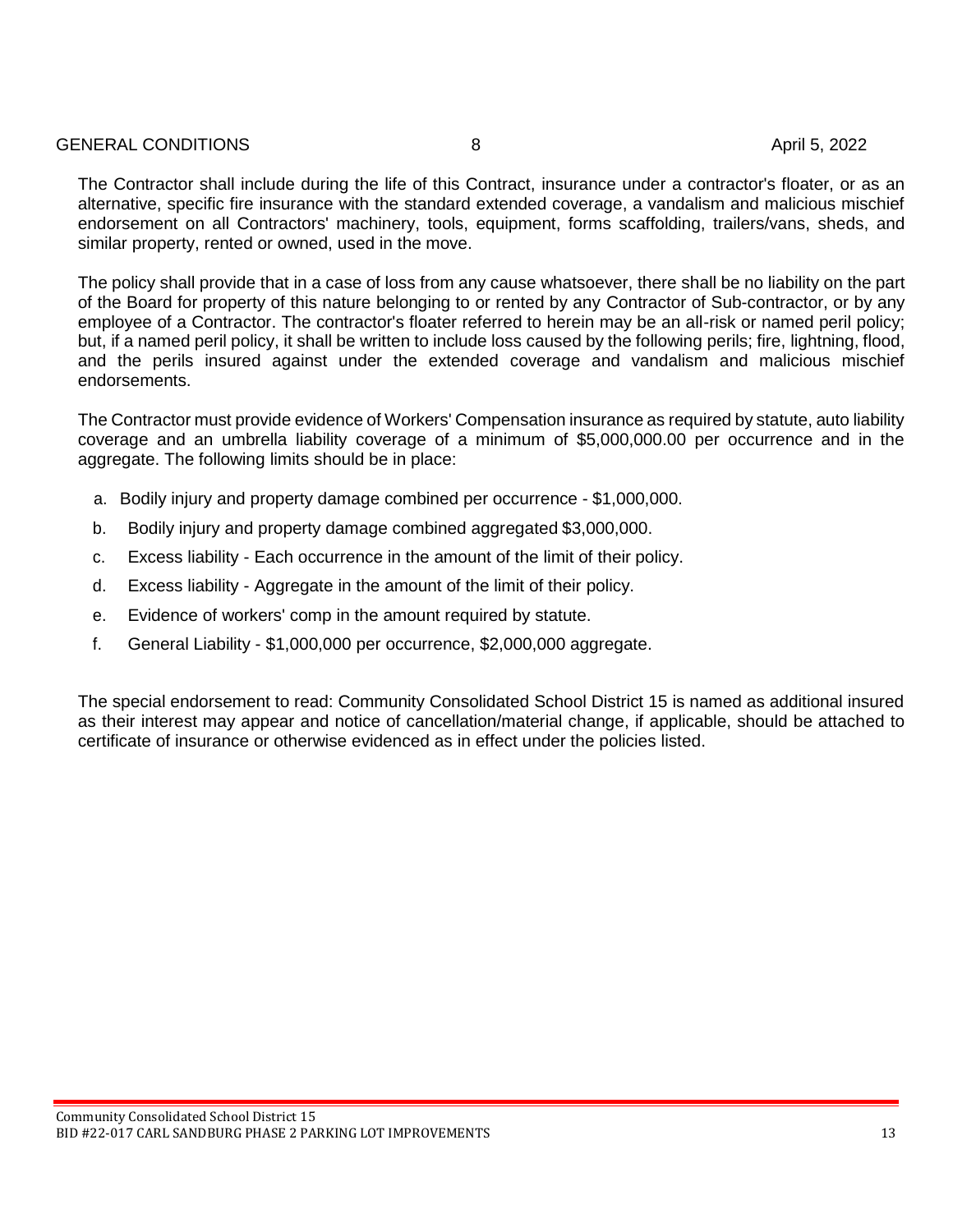The Contractor shall include during the life of this Contract, insurance under a contractor's floater, or as an alternative, specific fire insurance with the standard extended coverage, a vandalism and malicious mischief endorsement on all Contractors' machinery, tools, equipment, forms scaffolding, trailers/vans, sheds, and similar property, rented or owned, used in the move.

The policy shall provide that in a case of loss from any cause whatsoever, there shall be no liability on the part of the Board for property of this nature belonging to or rented by any Contractor of Sub-contractor, or by any employee of a Contractor. The contractor's floater referred to herein may be an all-risk or named peril policy; but, if a named peril policy, it shall be written to include loss caused by the following perils; fire, lightning, flood, and the perils insured against under the extended coverage and vandalism and malicious mischief endorsements.

The Contractor must provide evidence of Workers' Compensation insurance as required by statute, auto liability coverage and an umbrella liability coverage of a minimum of $5,000,000.00 per occurrence and in the aggregate. The following limits should be in place:

a. Bodily injury and property damage combined per occurrence - $1,000,000.
b. Bodily injury and property damage combined aggregated $3,000,000.
c. Excess liability - Each occurrence in the amount of the limit of their policy.
d. Excess liability - Aggregate in the amount of the limit of their policy.
e. Evidence of workers' comp in the amount required by statute.
f. General Liability - $1,000,000 per occurrence, $2,000,000 aggregate.

The special endorsement to read: Community Consolidated School District 15 is named as additional insured as their interest may appear and notice of cancellation/material change, if applicable, should be attached to certificate of insurance or otherwise evidenced as in effect under the policies listed.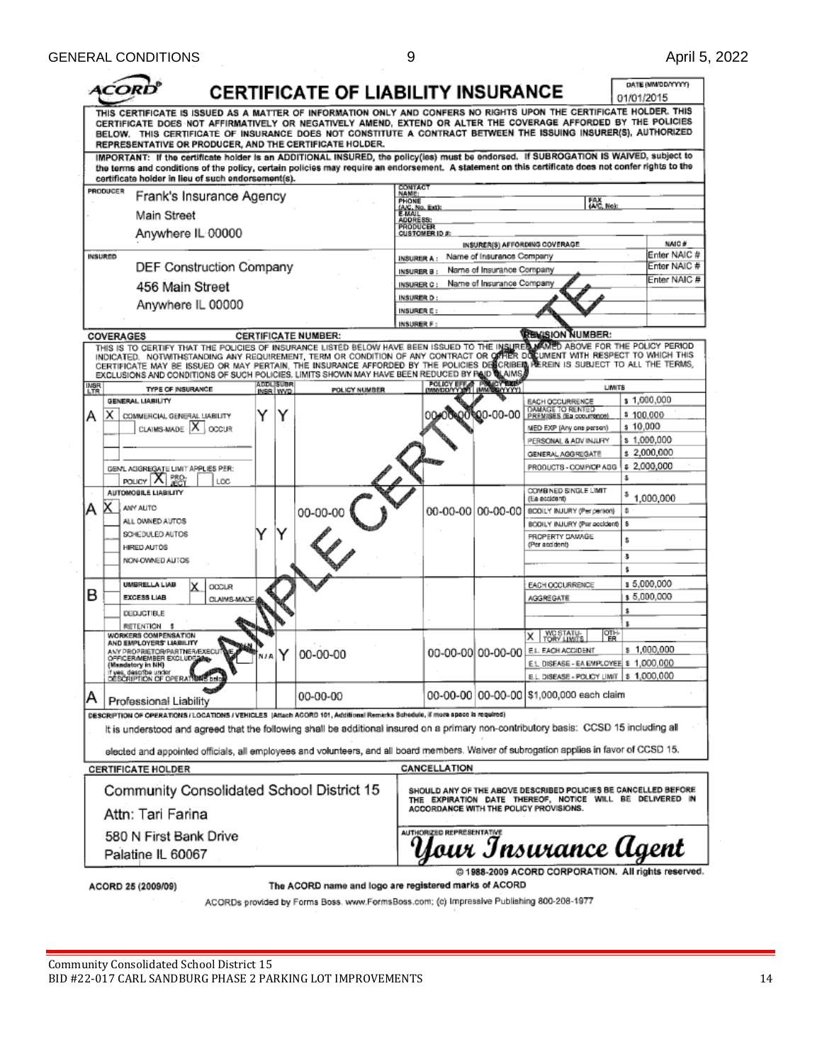# ACORD CERTIFICATE OF LIABILITY INSURANCE

DATE (MM/DD/YYYY): 01/01/2015

THIS CERTIFICATE IS ISSUED AS A MATTER OF INFORMATION ONLY AND CONFERS NO RIGHTS UPON THE CERTIFICATE HOLDER. THIS CERTIFICATE DOES NOT AFFIRMATIVELY OR NEGATIVELY AMEND, EXTEND OR ALTER THE COVERAGE AFFORDED BY THE POLICIES BELOW. THIS CERTIFICATE OF INSURANCE DOES NOT CONSTITUTE A CONTRACT BETWEEN THE ISSUING INSURER(S), AUTHORIZED REPRESENTATIVE OR PRODUCER, AND THE CERTIFICATE HOLDER.

IMPORTANT: If the certificate holder is an ADDITIONAL INSURED, the policy(ies) must be endorsed. If SUBROGATION IS WAIVED, subject to the terms and conditions of the policy, certain policies may require an endorsement. A statement on this certificate does not confer rights to the certificate holder in lieu of such endorsement(s).

| | |
|---|---|
| **PRODUCER**<br>Frank's Insurance Agency<br>Main Street<br>Anywhere IL 00000 | CONTACT NAME:<br>PHONE (A/C, No, Ext): FAX (A/C, No):<br>E-MAIL ADDRESS:<br>PRODUCER CUSTOMER ID #: |

| INSURER(S) AFFORDING COVERAGE | NAIC # |
|---|---|
| INSURER A: Name of Insurance Company | Enter NAIC # |
| INSURER B: Name of Insurance Company | Enter NAIC # |
| INSURER C: Name of Insurance Company | Enter NAIC # |
| INSURER D: | |
| INSURER E: | |
| INSURER F: | |

**INSURED**
DEF Construction Company
456 Main Street
Anywhere IL 00000

**COVERAGES** CERTIFICATE NUMBER: REVISION NUMBER:

THIS IS TO CERTIFY THAT THE POLICIES OF INSURANCE LISTED BELOW HAVE BEEN ISSUED TO THE INSURED NAMED ABOVE FOR THE POLICY PERIOD INDICATED. NOTWITHSTANDING ANY REQUIREMENT, TERM OR CONDITION OF ANY CONTRACT OR OTHER DOCUMENT WITH RESPECT TO WHICH THIS CERTIFICATE MAY BE ISSUED OR MAY PERTAIN, THE INSURANCE AFFORDED BY THE POLICIES DESCRIBED HEREIN IS SUBJECT TO ALL THE TERMS, EXCLUSIONS AND CONDITIONS OF SUCH POLICIES. LIMITS SHOWN MAY HAVE BEEN REDUCED BY PAID CLAIMS.

| INSR LTR | TYPE OF INSURANCE | ADDL INSR | SUBR WVD | POLICY NUMBER | POLICY EFF (MM/DD/YYYY) | POLICY EXP (MM/DD/YYYY) | LIMITS | |
|---|---|---|---|---|---|---|---|---|
| A | GENERAL LIABILITY<br>X COMMERCIAL GENERAL LIABILITY<br>CLAIMS-MADE [X] OCCUR<br>GEN'L AGGREGATE LIMIT APPLIES PER: POLICY [X] PRO-JECT LOC | Y | Y | | 00-00-00 | 00-00-00 | EACH OCCURRENCE | $ 1,000,000 |
| | | | | | | | DAMAGE TO RENTED PREMISES (Ea occurrence) | $ 100,000 |
| | | | | | | | MED EXP (Any one person) | $ 10,000 |
| | | | | | | | PERSONAL & ADV INJURY | $ 1,000,000 |
| | | | | | | | GENERAL AGGREGATE | $ 2,000,000 |
| | | | | | | | PRODUCTS - COMP/OP AGG | $ 2,000,000 |
| | | | | | | | | $ |
| A | AUTOMOBILE LIABILITY<br>X ANY AUTO<br>ALL OWNED AUTOS<br>SCHEDULED AUTOS<br>HIRED AUTOS<br>NON-OWNED AUTOS | Y | Y | 00-00-00 | 00-00-00 | 00-00-00 | COMBINED SINGLE LIMIT (Ea accident) | $ 1,000,000 |
| | | | | | | | BODILY INJURY (Per person) | $ |
| | | | | | | | BODILY INJURY (Per accident) | $ |
| | | | | | | | PROPERTY DAMAGE (Per accident) | $ |
| | | | | | | | | $ |
| | | | | | | | | $ |
| B | UMBRELLA LIAB X OCCUR<br>EXCESS LIAB CLAIMS-MADE<br>DEDUCTIBLE<br>RETENTION $ | | | | | | EACH OCCURRENCE | $ 5,000,000 |
| | | | | | | | AGGREGATE | $ 5,000,000 |
| | | | | | | | | $ |
| | | | | | | | | $ |
| | WORKERS COMPENSATION AND EMPLOYERS' LIABILITY<br>ANY PROPRIETOR/PARTNER/EXECUTIVE OFFICER/MEMBER EXCLUDED? (Mandatory in NH)<br>If yes, describe under DESCRIPTION OF OPERATIONS below | N/A | Y | 00-00-00 | 00-00-00 | 00-00-00 | X WC STATU-TORY LIMITS OTH-ER | |
| | | | | | | | E.L. EACH ACCIDENT | $ 1,000,000 |
| | | | | | | | E.L. DISEASE - EA EMPLOYEE | $ 1,000,000 |
| | | | | | | | E.L. DISEASE - POLICY LIMIT | $ 1,000,000 |
| A | Professional Liability | | | 00-00-00 | 00-00-00 | 00-00-00 | $1,000,000 each claim | |

DESCRIPTION OF OPERATIONS / LOCATIONS / VEHICLES (Attach ACORD 101, Additional Remarks Schedule, if more space is required)

It is understood and agreed that the following shall be additional insured on a primary non-contributory basis: CCSD 15 including all elected and appointed officials, all employees and volunteers, and all board members. Waiver of subrogation applies in favor of CCSD 15.

| CERTIFICATE HOLDER | CANCELLATION |
|---|---|
| Community Consolidated School District 15<br>Attn: Tari Farina<br>580 N First Bank Drive<br>Palatine IL 60067 | SHOULD ANY OF THE ABOVE DESCRIBED POLICIES BE CANCELLED BEFORE THE EXPIRATION DATE THEREOF, NOTICE WILL BE DELIVERED IN ACCORDANCE WITH THE POLICY PROVISIONS.<br><br>AUTHORIZED REPRESENTATIVE<br>*Your Insurance Agent* |

SAMPLE CERTIFICATE

© 1988-2009 ACORD CORPORATION. All rights reserved.

ACORD 25 (2009/09) The ACORD name and logo are registered marks of ACORD

ACORDs provided by Forms Boss. www.FormsBoss.com; (c) Impressive Publishing 800-208-1977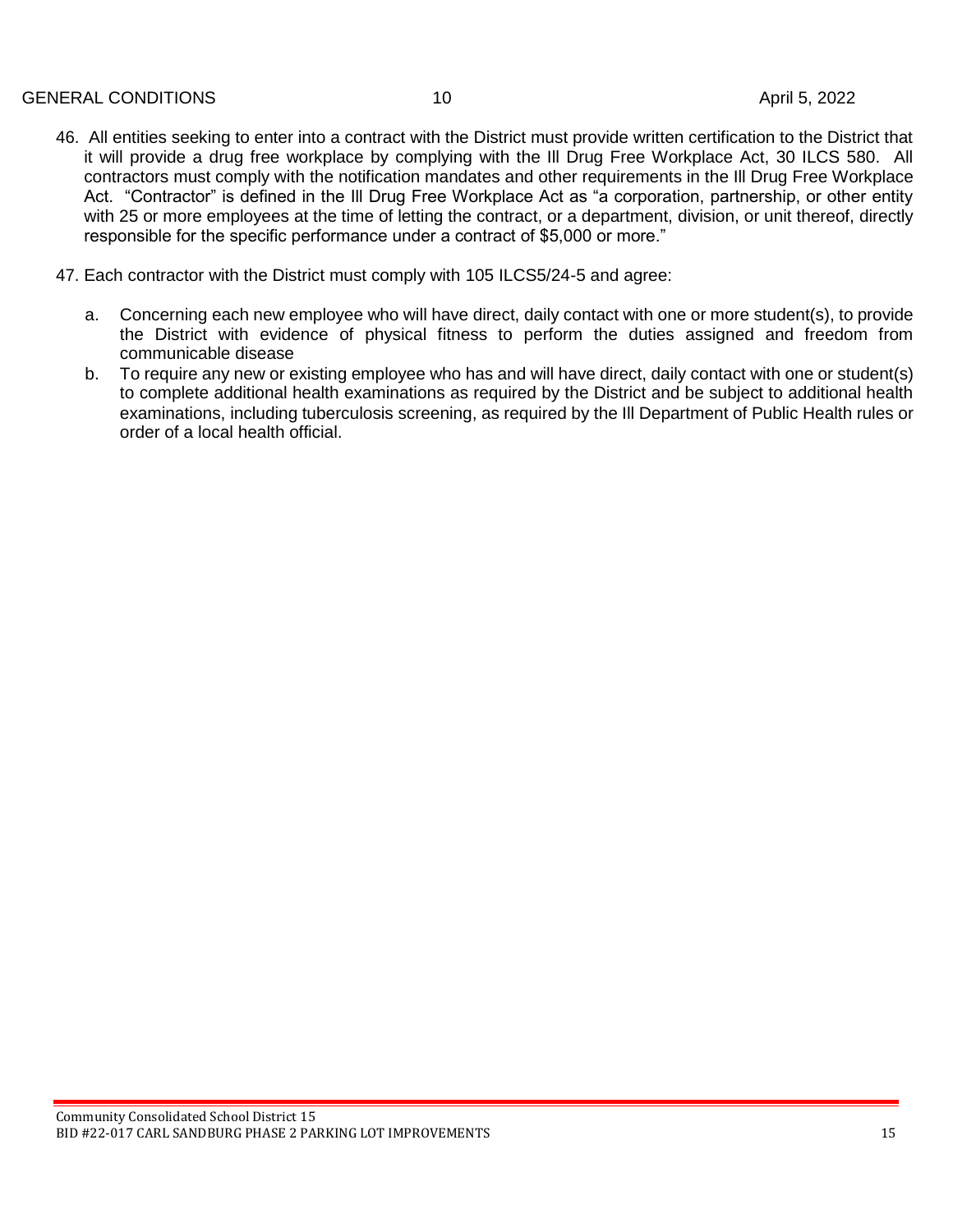46. All entities seeking to enter into a contract with the District must provide written certification to the District that it will provide a drug free workplace by complying with the Ill Drug Free Workplace Act, 30 ILCS 580. All contractors must comply with the notification mandates and other requirements in the Ill Drug Free Workplace Act. "Contractor" is defined in the Ill Drug Free Workplace Act as "a corporation, partnership, or other entity with 25 or more employees at the time of letting the contract, or a department, division, or unit thereof, directly responsible for the specific performance under a contract of $5,000 or more."

47. Each contractor with the District must comply with 105 ILCS5/24-5 and agree:

   a. Concerning each new employee who will have direct, daily contact with one or more student(s), to provide the District with evidence of physical fitness to perform the duties assigned and freedom from communicable disease
   b. To require any new or existing employee who has and will have direct, daily contact with one or student(s) to complete additional health examinations as required by the District and be subject to additional health examinations, including tuberculosis screening, as required by the Ill Department of Public Health rules or order of a local health official.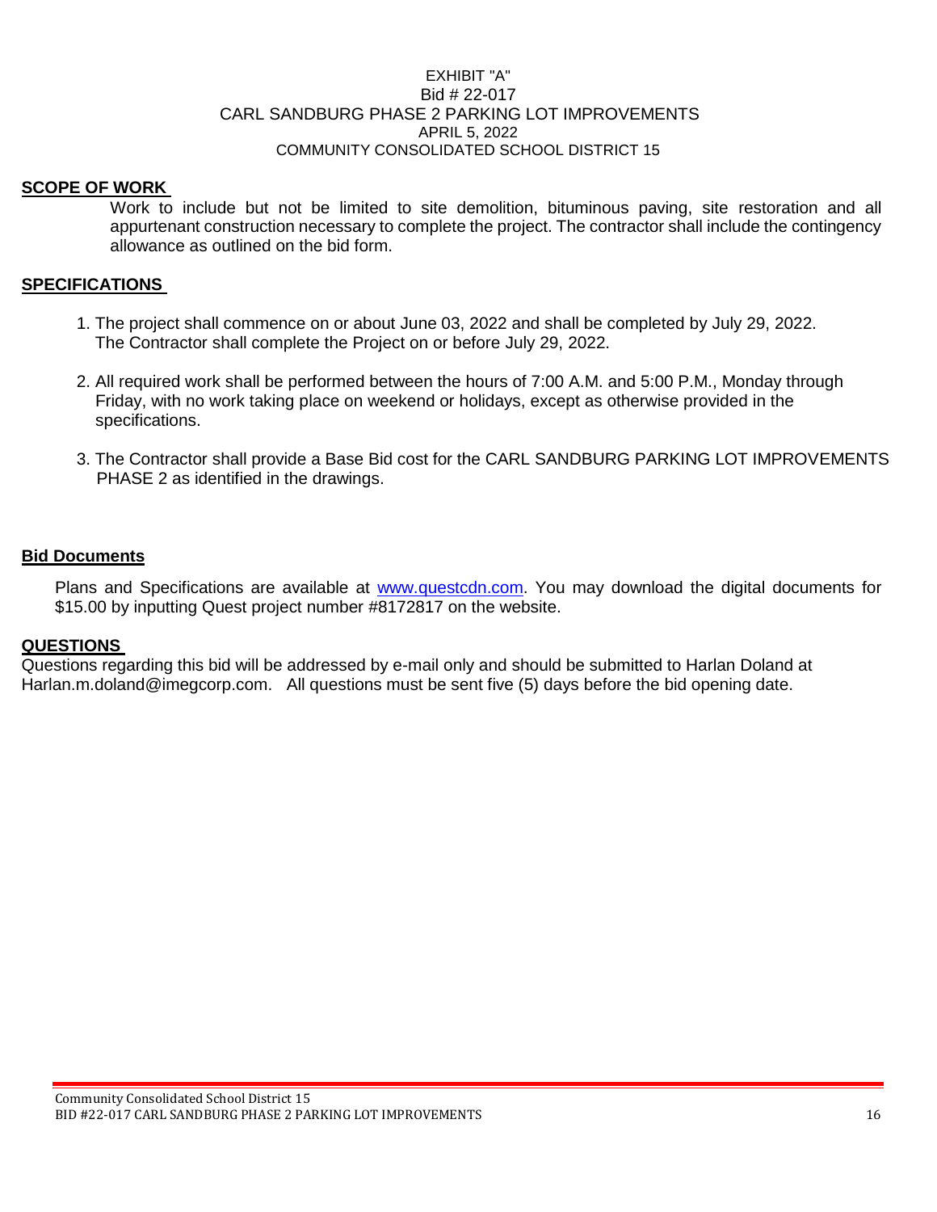EXHIBIT "A"
Bid # 22-017
CARL SANDBURG PHASE 2 PARKING LOT IMPROVEMENTS
APRIL 5, 2022
COMMUNITY CONSOLIDATED SCHOOL DISTRICT 15

## SCOPE OF WORK

Work to include but not be limited to site demolition, bituminous paving, site restoration and all appurtenant construction necessary to complete the project. The contractor shall include the contingency allowance as outlined on the bid form.

## SPECIFICATIONS

1. The project shall commence on or about June 03, 2022 and shall be completed by July 29, 2022. The Contractor shall complete the Project on or before July 29, 2022.
2. All required work shall be performed between the hours of 7:00 A.M. and 5:00 P.M., Monday through Friday, with no work taking place on weekend or holidays, except as otherwise provided in the specifications.
3. The Contractor shall provide a Base Bid cost for the CARL SANDBURG PARKING LOT IMPROVEMENTS PHASE 2 as identified in the drawings.

## Bid Documents

Plans and Specifications are available at www.questcdn.com. You may download the digital documents for $15.00 by inputting Quest project number #8172817 on the website.

## QUESTIONS

Questions regarding this bid will be addressed by e-mail only and should be submitted to Harlan Doland at Harlan.m.doland@imegcorp.com. All questions must be sent five (5) days before the bid opening date.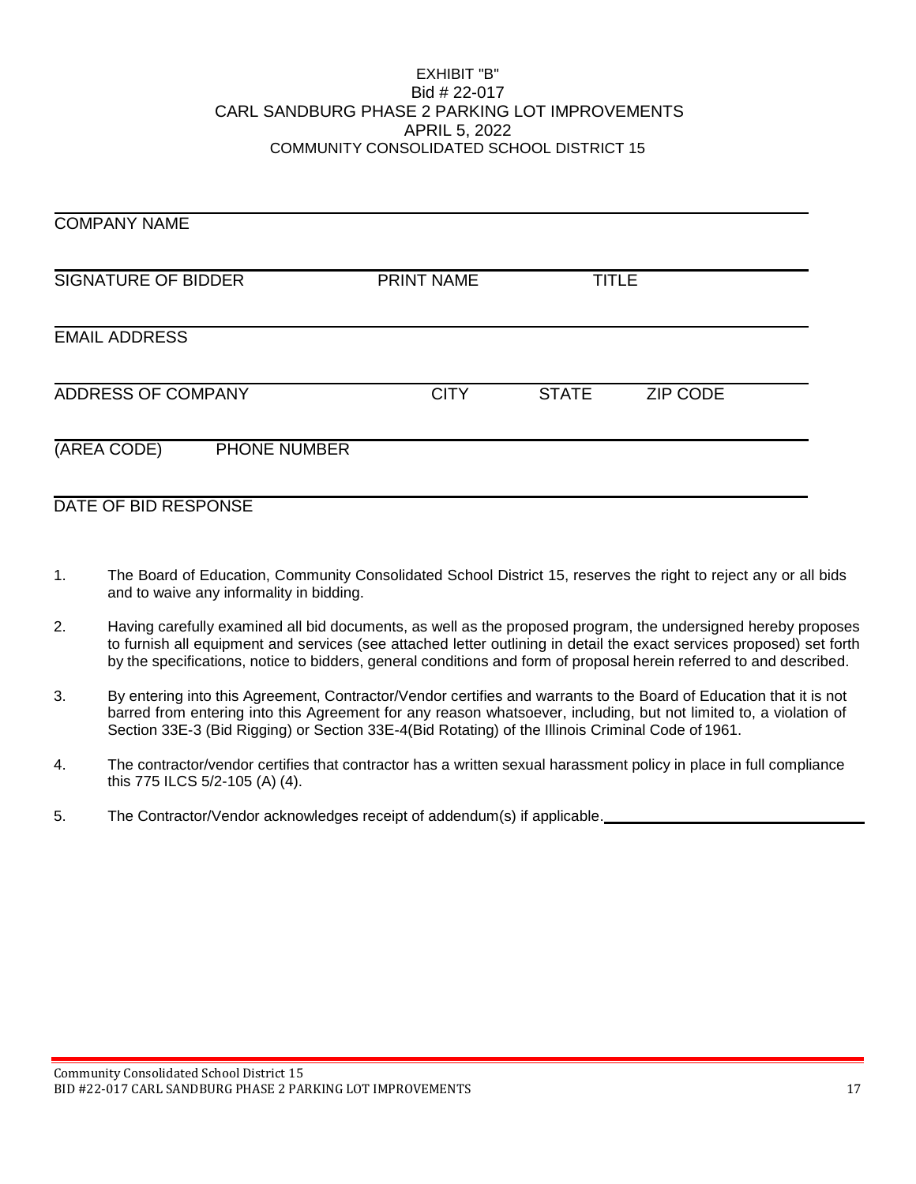EXHIBIT "B"
Bid # 22-017
CARL SANDBURG PHASE 2 PARKING LOT IMPROVEMENTS
APRIL 5, 2022
COMMUNITY CONSOLIDATED SCHOOL DISTRICT 15

\_\_\_\_\_\_\_\_\_\_\_\_\_\_\_\_\_\_\_\_\_\_\_\_\_\_\_\_\_\_\_\_\_\_\_\_\_\_\_\_\_\_\_\_\_\_\_\_\_\_\_\_\_\_\_\_\_\_\_\_
COMPANY NAME

\_\_\_\_\_\_\_\_\_\_\_\_\_\_\_\_\_\_\_\_\_\_\_\_\_\_\_\_\_\_\_\_\_\_\_\_\_\_\_\_\_\_\_\_\_\_\_\_\_\_\_\_\_\_\_\_\_\_\_\_
SIGNATURE OF BIDDER PRINT NAME TITLE

\_\_\_\_\_\_\_\_\_\_\_\_\_\_\_\_\_\_\_\_\_\_\_\_\_\_\_\_\_\_\_\_\_\_\_\_\_\_\_\_\_\_\_\_\_\_\_\_\_\_\_\_\_\_\_\_\_\_\_\_
EMAIL ADDRESS

\_\_\_\_\_\_\_\_\_\_\_\_\_\_\_\_\_\_\_\_\_\_\_\_\_\_\_\_\_\_\_\_\_\_\_\_\_\_\_\_\_\_\_\_\_\_\_\_\_\_\_\_\_\_\_\_\_\_\_\_
ADDRESS OF COMPANY CITY STATE ZIP CODE

\_\_\_\_\_\_\_\_\_\_\_\_\_\_\_\_\_\_\_\_\_\_\_\_\_\_\_\_\_\_\_\_\_\_\_\_\_\_\_\_\_\_\_\_\_\_\_\_\_\_\_\_\_\_\_\_\_\_\_\_
(AREA CODE) PHONE NUMBER

\_\_\_\_\_\_\_\_\_\_\_\_\_\_\_\_\_\_\_\_\_\_\_\_\_\_\_\_\_\_\_\_\_\_\_\_\_\_\_\_\_\_\_\_\_\_\_\_\_\_\_\_\_\_\_\_\_\_\_\_
DATE OF BID RESPONSE

1. The Board of Education, Community Consolidated School District 15, reserves the right to reject any or all bids and to waive any informality in bidding.

2. Having carefully examined all bid documents, as well as the proposed program, the undersigned hereby proposes to furnish all equipment and services (see attached letter outlining in detail the exact services proposed) set forth by the specifications, notice to bidders, general conditions and form of proposal herein referred to and described.

3. By entering into this Agreement, Contractor/Vendor certifies and warrants to the Board of Education that it is not barred from entering into this Agreement for any reason whatsoever, including, but not limited to, a violation of Section 33E-3 (Bid Rigging) or Section 33E-4(Bid Rotating) of the Illinois Criminal Code of 1961.

4. The contractor/vendor certifies that contractor has a written sexual harassment policy in place in full compliance this 775 ILCS 5/2-105 (A) (4).

5. The Contractor/Vendor acknowledges receipt of addendum(s) if applicable.\_\_\_\_\_\_\_\_\_\_\_\_\_\_\_\_\_\_\_\_\_\_\_\_\_\_\_\_\_\_\_\_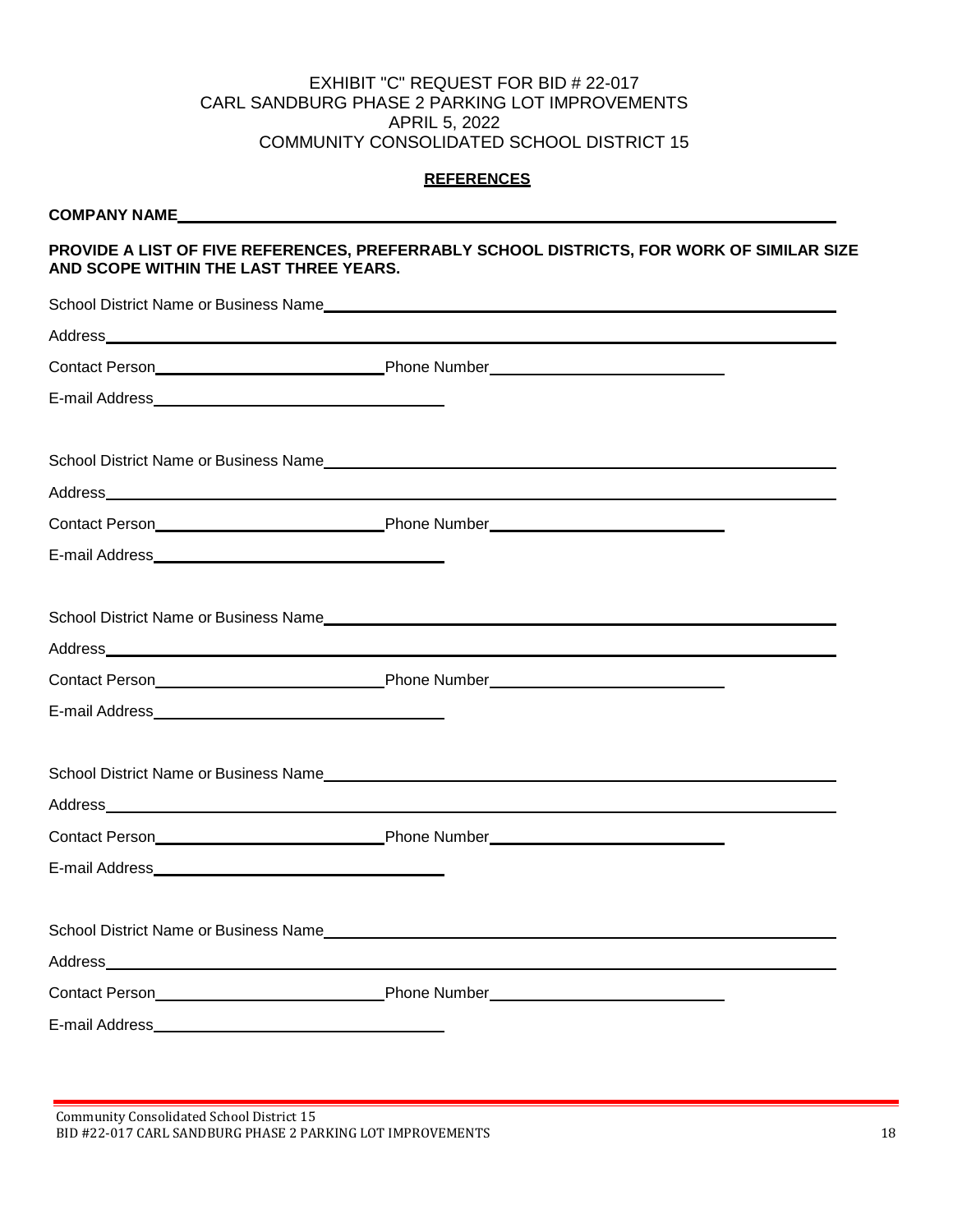EXHIBIT "C" REQUEST FOR BID # 22-017
CARL SANDBURG PHASE 2 PARKING LOT IMPROVEMENTS
APRIL 5, 2022
COMMUNITY CONSOLIDATED SCHOOL DISTRICT 15

## REFERENCES

**COMPANY NAME**\_\_\_\_\_\_\_\_\_\_\_\_\_\_\_\_\_\_\_\_\_\_\_\_\_\_\_\_\_\_\_\_\_\_\_\_\_\_\_\_

**PROVIDE A LIST OF FIVE REFERENCES, PREFERRABLY SCHOOL DISTRICTS, FOR WORK OF SIMILAR SIZE AND SCOPE WITHIN THE LAST THREE YEARS.**

School District Name or Business Name\_\_\_\_\_\_\_\_\_\_\_\_\_\_\_\_\_\_\_\_\_\_\_\_\_\_\_\_\_\_

Address\_\_\_\_\_\_\_\_\_\_\_\_\_\_\_\_\_\_\_\_\_\_\_\_\_\_\_\_\_\_\_\_\_\_\_\_\_\_\_\_

Contact Person\_\_\_\_\_\_\_\_\_\_\_\_\_\_\_\_\_\_\_\_ Phone Number\_\_\_\_\_\_\_\_\_\_\_\_\_\_\_\_\_\_\_\_

E-mail Address\_\_\_\_\_\_\_\_\_\_\_\_\_\_\_\_\_\_\_\_\_\_\_\_\_\_

School District Name or Business Name\_\_\_\_\_\_\_\_\_\_\_\_\_\_\_\_\_\_\_\_\_\_\_\_\_\_\_\_\_\_

Address\_\_\_\_\_\_\_\_\_\_\_\_\_\_\_\_\_\_\_\_\_\_\_\_\_\_\_\_\_\_\_\_\_\_\_\_\_\_\_\_

Contact Person\_\_\_\_\_\_\_\_\_\_\_\_\_\_\_\_\_\_\_\_ Phone Number\_\_\_\_\_\_\_\_\_\_\_\_\_\_\_\_\_\_\_\_

E-mail Address\_\_\_\_\_\_\_\_\_\_\_\_\_\_\_\_\_\_\_\_\_\_\_\_\_\_

School District Name or Business Name\_\_\_\_\_\_\_\_\_\_\_\_\_\_\_\_\_\_\_\_\_\_\_\_\_\_\_\_\_\_

Address\_\_\_\_\_\_\_\_\_\_\_\_\_\_\_\_\_\_\_\_\_\_\_\_\_\_\_\_\_\_\_\_\_\_\_\_\_\_\_\_

Contact Person\_\_\_\_\_\_\_\_\_\_\_\_\_\_\_\_\_\_\_\_ Phone Number\_\_\_\_\_\_\_\_\_\_\_\_\_\_\_\_\_\_\_\_

E-mail Address\_\_\_\_\_\_\_\_\_\_\_\_\_\_\_\_\_\_\_\_\_\_\_\_\_\_

School District Name or Business Name\_\_\_\_\_\_\_\_\_\_\_\_\_\_\_\_\_\_\_\_\_\_\_\_\_\_\_\_\_\_

Address\_\_\_\_\_\_\_\_\_\_\_\_\_\_\_\_\_\_\_\_\_\_\_\_\_\_\_\_\_\_\_\_\_\_\_\_\_\_\_\_

Contact Person\_\_\_\_\_\_\_\_\_\_\_\_\_\_\_\_\_\_\_\_ Phone Number\_\_\_\_\_\_\_\_\_\_\_\_\_\_\_\_\_\_\_\_

E-mail Address\_\_\_\_\_\_\_\_\_\_\_\_\_\_\_\_\_\_\_\_\_\_\_\_\_\_

School District Name or Business Name\_\_\_\_\_\_\_\_\_\_\_\_\_\_\_\_\_\_\_\_\_\_\_\_\_\_\_\_\_\_

Address\_\_\_\_\_\_\_\_\_\_\_\_\_\_\_\_\_\_\_\_\_\_\_\_\_\_\_\_\_\_\_\_\_\_\_\_\_\_\_\_

Contact Person\_\_\_\_\_\_\_\_\_\_\_\_\_\_\_\_\_\_\_\_ Phone Number\_\_\_\_\_\_\_\_\_\_\_\_\_\_\_\_\_\_\_\_

E-mail Address\_\_\_\_\_\_\_\_\_\_\_\_\_\_\_\_\_\_\_\_\_\_\_\_\_\_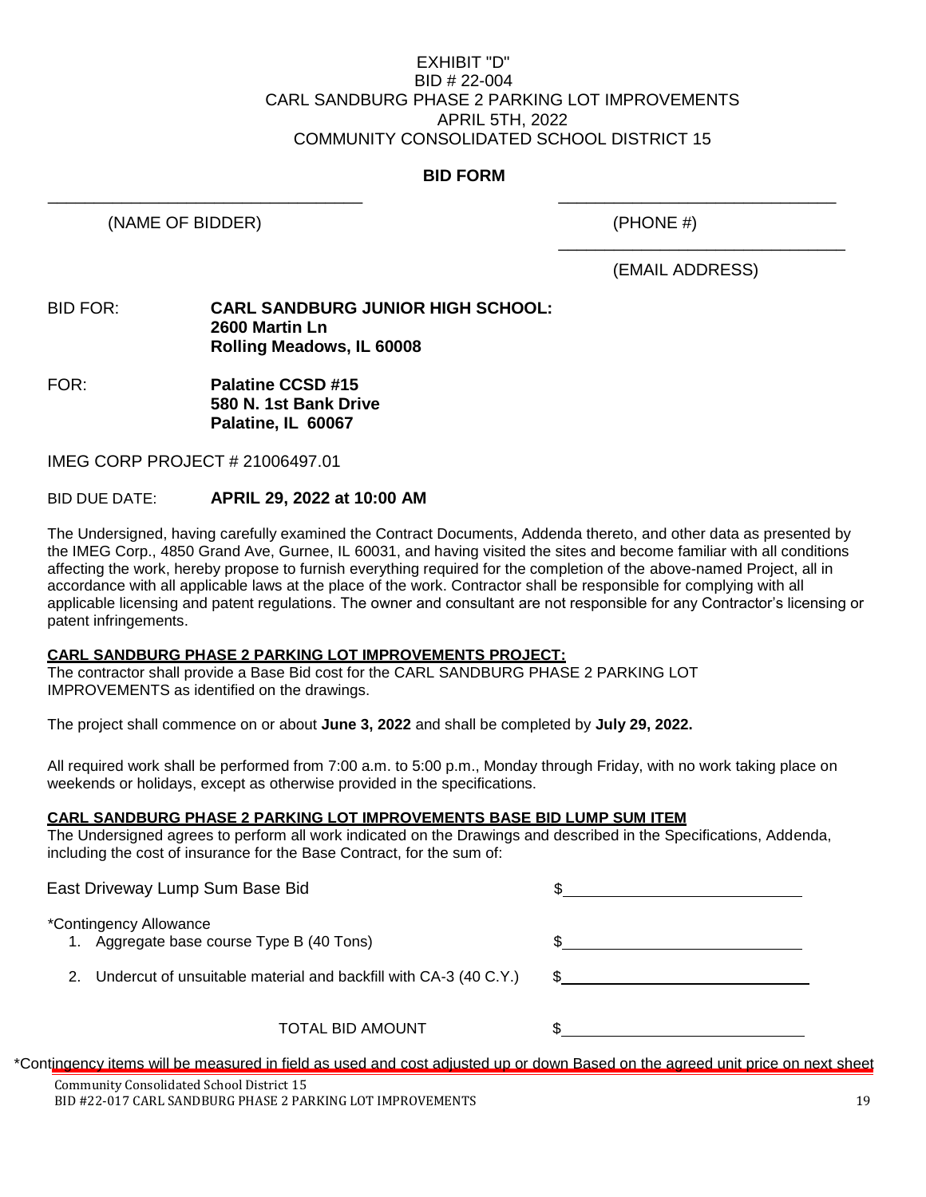EXHIBIT "D"
BID # 22-004
CARL SANDBURG PHASE 2 PARKING LOT IMPROVEMENTS
APRIL 5TH, 2022
COMMUNITY CONSOLIDATED SCHOOL DISTRICT 15

**BID FORM**

\_\_\_\_\_\_\_\_\_\_\_\_\_\_\_\_\_\_\_\_\_\_\_\_\_\_\_\_\_\_\_\_\_\_ (NAME OF BIDDER)

\_\_\_\_\_\_\_\_\_\_\_\_\_\_\_\_\_\_\_\_\_\_\_\_\_\_\_\_\_\_ (PHONE #)

\_\_\_\_\_\_\_\_\_\_\_\_\_\_\_\_\_\_\_\_\_\_\_\_\_\_\_\_\_\_ (EMAIL ADDRESS)

BID FOR: **CARL SANDBURG JUNIOR HIGH SCHOOL:**
**2600 Martin Ln**
**Rolling Meadows, IL 60008**

FOR: **Palatine CCSD #15**
**580 N. 1st Bank Drive**
**Palatine, IL 60067**

IMEG CORP PROJECT # 21006497.01

BID DUE DATE: **APRIL 29, 2022 at 10:00 AM**

The Undersigned, having carefully examined the Contract Documents, Addenda thereto, and other data as presented by the IMEG Corp., 4850 Grand Ave, Gurnee, IL 60031, and having visited the sites and become familiar with all conditions affecting the work, hereby propose to furnish everything required for the completion of the above-named Project, all in accordance with all applicable laws at the place of the work. Contractor shall be responsible for complying with all applicable licensing and patent regulations. The owner and consultant are not responsible for any Contractor's licensing or patent infringements.

**CARL SANDBURG PHASE 2 PARKING LOT IMPROVEMENTS PROJECT:**
The contractor shall provide a Base Bid cost for the CARL SANDBURG PHASE 2 PARKING LOT IMPROVEMENTS as identified on the drawings.

The project shall commence on or about **June 3, 2022** and shall be completed by **July 29, 2022.**

All required work shall be performed from 7:00 a.m. to 5:00 p.m., Monday through Friday, with no work taking place on weekends or holidays, except as otherwise provided in the specifications.

**CARL SANDBURG PHASE 2 PARKING LOT IMPROVEMENTS BASE BID LUMP SUM ITEM**
The Undersigned agrees to perform all work indicated on the Drawings and described in the Specifications, Addenda, including the cost of insurance for the Base Contract, for the sum of:

East Driveway Lump Sum Base Bid $\_\_\_\_\_\_\_\_\_\_\_\_\_\_\_\_\_\_\_\_\_\_\_\_\_\_

*Contingency Allowance
1. Aggregate base course Type B (40 Tons) $\_\_\_\_\_\_\_\_\_\_\_\_\_\_\_\_\_\_\_\_\_\_\_\_\_\_
2. Undercut of unsuitable material and backfill with CA-3 (40 C.Y.) $\_\_\_\_\_\_\_\_\_\_\_\_\_\_\_\_\_\_\_\_\_\_\_\_\_\_

TOTAL BID AMOUNT $\_\_\_\_\_\_\_\_\_\_\_\_\_\_\_\_\_\_\_\_\_\_\_\_\_\_

*Contingency items will be measured in field as used and cost adjusted up or down Based on the agreed unit price on next sheet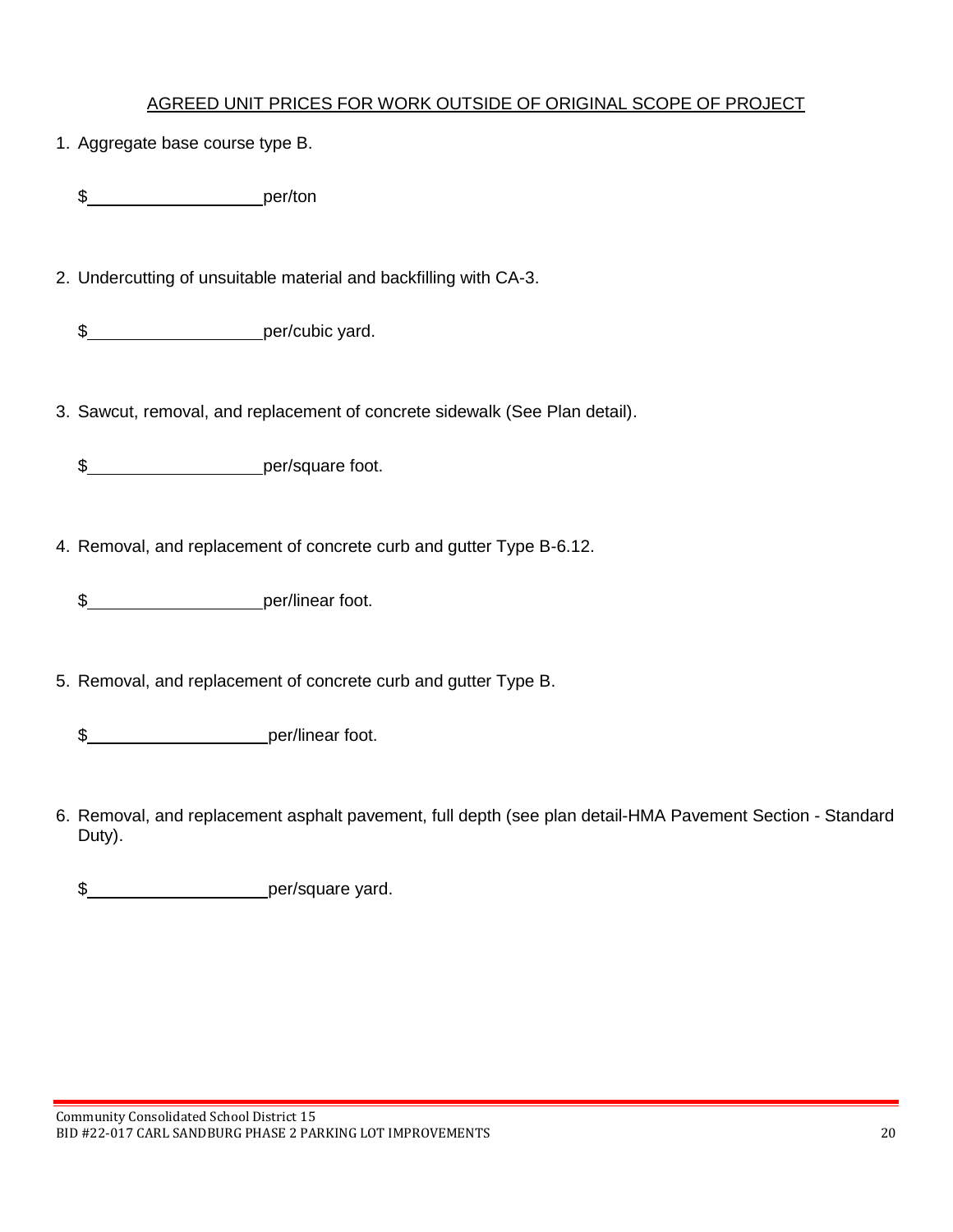## AGREED UNIT PRICES FOR WORK OUTSIDE OF ORIGINAL SCOPE OF PROJECT

1. Aggregate base course type B.

   $\_\_\_\_\_\_\_\_\_\_\_\_\_\_\_\_\_\_per/ton

2. Undercutting of unsuitable material and backfilling with CA-3.

   $\_\_\_\_\_\_\_\_\_\_\_\_\_\_\_\_\_\_per/cubic yard.

3. Sawcut, removal, and replacement of concrete sidewalk (See Plan detail).

   $\_\_\_\_\_\_\_\_\_\_\_\_\_\_\_\_\_\_per/square foot.

4. Removal, and replacement of concrete curb and gutter Type B-6.12.

   $\_\_\_\_\_\_\_\_\_\_\_\_\_\_\_\_\_\_per/linear foot.

5. Removal, and replacement of concrete curb and gutter Type B.

   $\_\_\_\_\_\_\_\_\_\_\_\_\_\_\_\_\_\_per/linear foot.

6. Removal, and replacement asphalt pavement, full depth (see plan detail-HMA Pavement Section - Standard Duty).

   $\_\_\_\_\_\_\_\_\_\_\_\_\_\_\_\_\_\_per/square yard.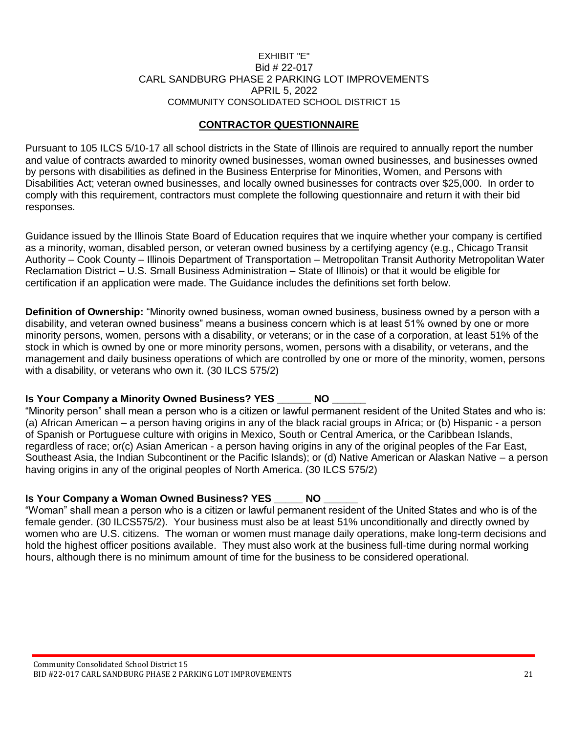EXHIBIT "E"
Bid # 22-017
CARL SANDBURG PHASE 2 PARKING LOT IMPROVEMENTS
APRIL 5, 2022
COMMUNITY CONSOLIDATED SCHOOL DISTRICT 15

## CONTRACTOR QUESTIONNAIRE

Pursuant to 105 ILCS 5/10-17 all school districts in the State of Illinois are required to annually report the number and value of contracts awarded to minority owned businesses, woman owned businesses, and businesses owned by persons with disabilities as defined in the Business Enterprise for Minorities, Women, and Persons with Disabilities Act; veteran owned businesses, and locally owned businesses for contracts over $25,000. In order to comply with this requirement, contractors must complete the following questionnaire and return it with their bid responses.

Guidance issued by the Illinois State Board of Education requires that we inquire whether your company is certified as a minority, woman, disabled person, or veteran owned business by a certifying agency (e.g., Chicago Transit Authority – Cook County – Illinois Department of Transportation – Metropolitan Transit Authority Metropolitan Water Reclamation District – U.S. Small Business Administration – State of Illinois) or that it would be eligible for certification if an application were made. The Guidance includes the definitions set forth below.

**Definition of Ownership:** "Minority owned business, woman owned business, business owned by a person with a disability, and veteran owned business" means a business concern which is at least 51% owned by one or more minority persons, women, persons with a disability, or veterans; or in the case of a corporation, at least 51% of the stock in which is owned by one or more minority persons, women, persons with a disability, or veterans, and the management and daily business operations of which are controlled by one or more of the minority, women, persons with a disability, or veterans who own it. (30 ILCS 575/2)

**Is Your Company a Minority Owned Business? YES ______ NO ______**

"Minority person" shall mean a person who is a citizen or lawful permanent resident of the United States and who is: (a) African American – a person having origins in any of the black racial groups in Africa; or (b) Hispanic - a person of Spanish or Portuguese culture with origins in Mexico, South or Central America, or the Caribbean Islands, regardless of race; or(c) Asian American - a person having origins in any of the original peoples of the Far East, Southeast Asia, the Indian Subcontinent or the Pacific Islands); or (d) Native American or Alaskan Native – a person having origins in any of the original peoples of North America. (30 ILCS 575/2)

**Is Your Company a Woman Owned Business? YES _____ NO ______**

"Woman" shall mean a person who is a citizen or lawful permanent resident of the United States and who is of the female gender. (30 ILCS575/2). Your business must also be at least 51% unconditionally and directly owned by women who are U.S. citizens. The woman or women must manage daily operations, make long-term decisions and hold the highest officer positions available. They must also work at the business full-time during normal working hours, although there is no minimum amount of time for the business to be considered operational.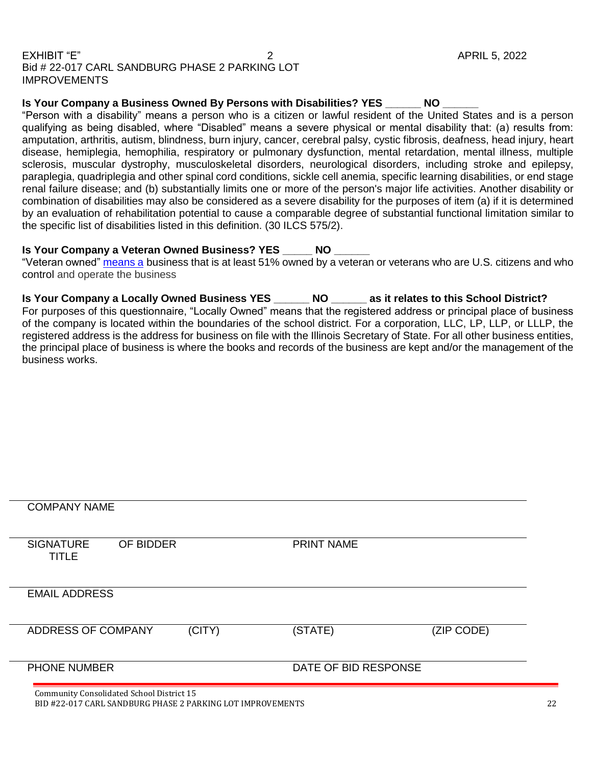EXHIBIT "E" 2 APRIL 5, 2022
Bid # 22-017 CARL SANDBURG PHASE 2 PARKING LOT IMPROVEMENTS

**Is Your Company a Business Owned By Persons with Disabilities? YES ______ NO ______**

"Person with a disability" means a person who is a citizen or lawful resident of the United States and is a person qualifying as being disabled, where "Disabled" means a severe physical or mental disability that: (a) results from: amputation, arthritis, autism, blindness, burn injury, cancer, cerebral palsy, cystic fibrosis, deafness, head injury, heart disease, hemiplegia, hemophilia, respiratory or pulmonary dysfunction, mental retardation, mental illness, multiple sclerosis, muscular dystrophy, musculoskeletal disorders, neurological disorders, including stroke and epilepsy, paraplegia, quadriplegia and other spinal cord conditions, sickle cell anemia, specific learning disabilities, or end stage renal failure disease; and (b) substantially limits one or more of the person's major life activities. Another disability or combination of disabilities may also be considered as a severe disability for the purposes of item (a) if it is determined by an evaluation of rehabilitation potential to cause a comparable degree of substantial functional limitation similar to the specific list of disabilities listed in this definition. (30 ILCS 575/2).

**Is Your Company a Veteran Owned Business? YES _____ NO ______**

"Veteran owned" means a business that is at least 51% owned by a veteran or veterans who are U.S. citizens and who control and operate the business

**Is Your Company a Locally Owned Business YES ______ NO ______ as it relates to this School District?**

For purposes of this questionnaire, "Locally Owned" means that the registered address or principal place of business of the company is located within the boundaries of the school district. For a corporation, LLC, LP, LLP, or LLLP, the registered address is the address for business on file with the Illinois Secretary of State. For all other business entities, the principal place of business is where the books and records of the business are kept and/or the management of the business works.

______________________________________________
COMPANY NAME

______________________________________________
SIGNATURE OF BIDDER TITLE                PRINT NAME

______________________________________________
EMAIL ADDRESS

______________________________________________
ADDRESS OF COMPANY (CITY) (STATE) (ZIP CODE)

______________________________________________
PHONE NUMBER                DATE OF BID RESPONSE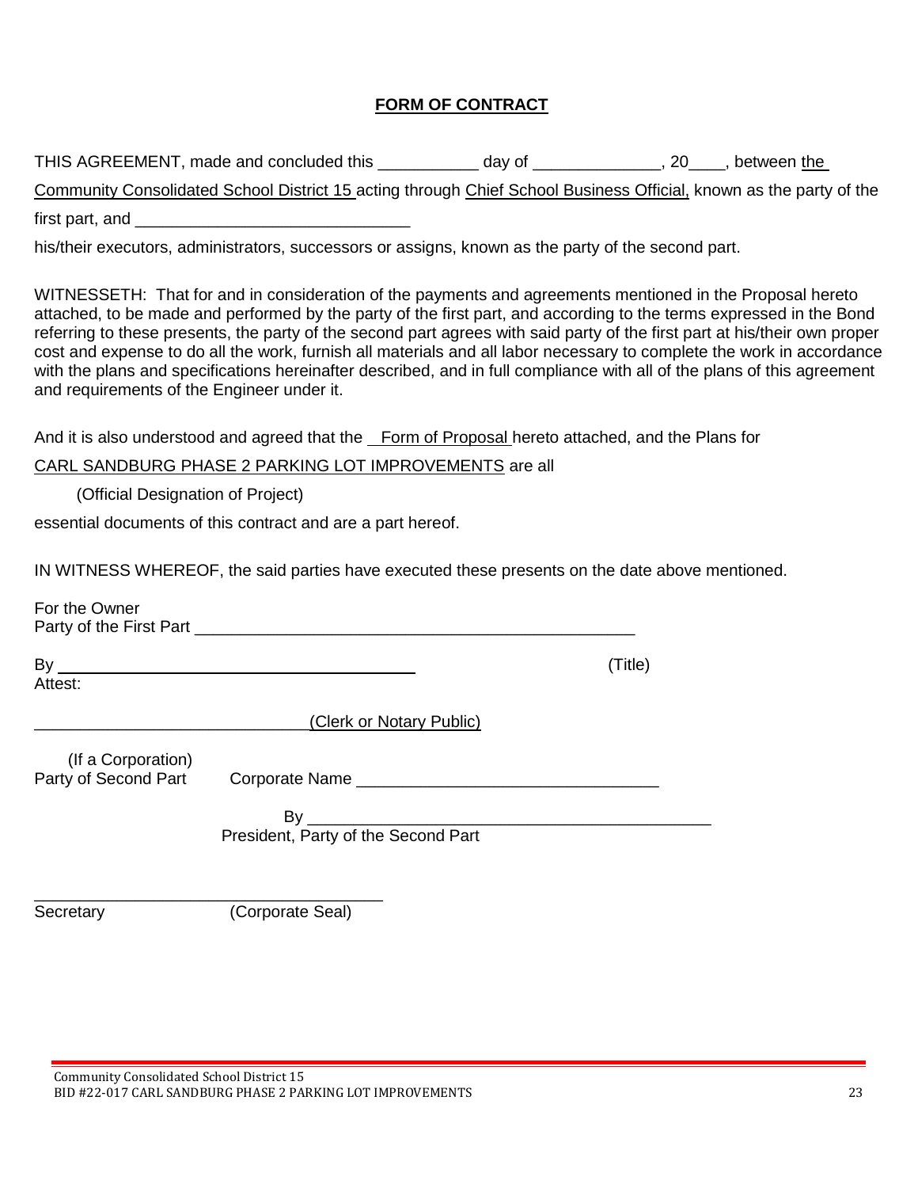## FORM OF CONTRACT

THIS AGREEMENT, made and concluded this ___________ day of ______________, 20____, between the Community Consolidated School District 15 acting through Chief School Business Official, known as the party of the first part, and ______________________________

his/their executors, administrators, successors or assigns, known as the party of the second part.

WITNESSETH: That for and in consideration of the payments and agreements mentioned in the Proposal hereto attached, to be made and performed by the party of the first part, and according to the terms expressed in the Bond referring to these presents, the party of the second part agrees with said party of the first part at his/their own proper cost and expense to do all the work, furnish all materials and all labor necessary to complete the work in accordance with the plans and specifications hereinafter described, and in full compliance with all of the plans of this agreement and requirements of the Engineer under it.

And it is also understood and agreed that the Form of Proposal hereto attached, and the Plans for

CARL SANDBURG PHASE 2 PARKING LOT IMPROVEMENTS are all

(Official Designation of Project)

essential documents of this contract and are a part hereof.

IN WITNESS WHEREOF, the said parties have executed these presents on the date above mentioned.

For the Owner
Party of the First Part __________________________________________________

By ________________________________________ (Title)
Attest:

______________________________ (Clerk or Notary Public)

(If a Corporation)
Party of Second Part Corporate Name ________________________________

By ____________________________________________
President, Party of the Second Part

______________________________________
Secretary (Corporate Seal)